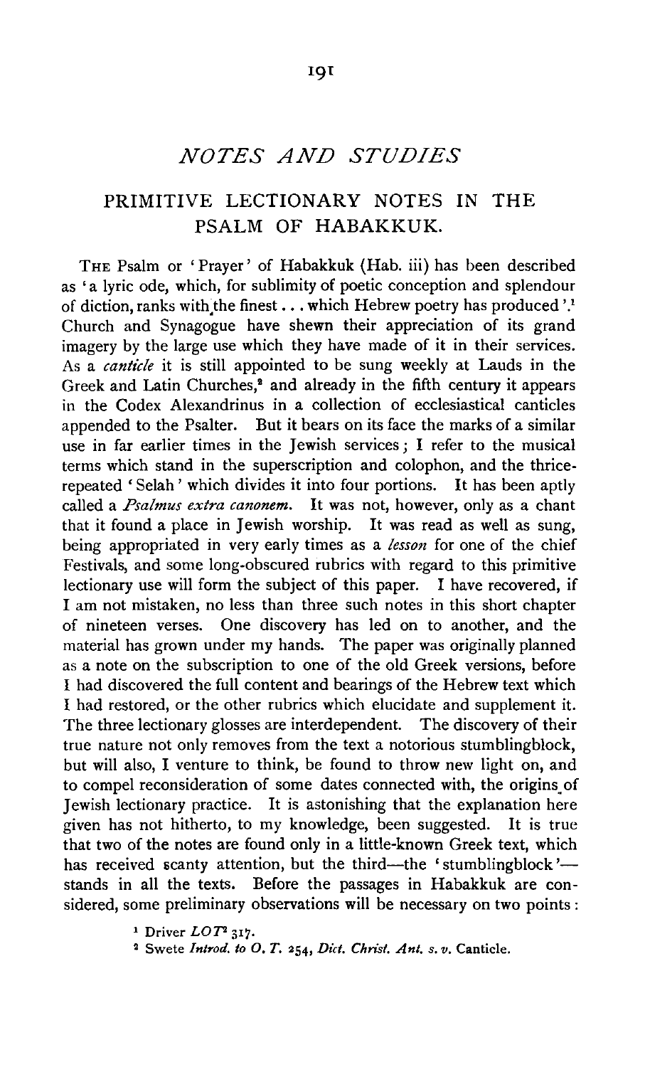# *NOTES AND STUDIES*

## PRIMITIVE LECTIONARY NOTES IN THE PSALM OF HABAKKUK.

THE Psalm or 'Prayer' of Habakkuk (Hab. iii) has been described as 'a lyric ode, which, for sublimity of poetic conception and splendour of diction, ranks with the finest . . . which Hebrew poetry has produced'.[1] Church and Synagogue have shewn their appreciation of its grand imagery by the large use which they have made of it in their services. As a *canticle* it is still appointed to be sung weekly at Lauds in the Greek and Latin Churches,[2] and already in the fifth century it appears in the Codex Alexandrinus in a collection of ecclesiastical canticles appended to the Psalter. But it bears on its face the marks of a similar use in far earlier times in the Jewish services; I refer to the musical terms which stand in the superscription and colophon, and the thrice-repeated 'Selah' which divides it into four portions. It has been aptly called a *Psalmus extra canonem*. It was not, however, only as a chant that it found a place in Jewish worship. It was read as well as sung, being appropriated in very early times as a *lesson* for one of the chief Festivals, and some long-obscured rubrics with regard to this primitive lectionary use will form the subject of this paper. I have recovered, if I am not mistaken, no less than three such notes in this short chapter of nineteen verses. One discovery has led on to another, and the material has grown under my hands. The paper was originally planned as a note on the subscription to one of the old Greek versions, before I had discovered the full content and bearings of the Hebrew text which I had restored, or the other rubrics which elucidate and supplement it. The three lectionary glosses are interdependent. The discovery of their true nature not only removes from the text a notorious stumblingblock, but will also, I venture to think, be found to throw new light on, and to compel reconsideration of some dates connected with, the origins of Jewish lectionary practice. It is astonishing that the explanation here given has not hitherto, to my knowledge, been suggested. It is true that two of the notes are found only in a little-known Greek text, which has received scanty attention, but the third—the 'stumblingblock'—stands in all the texts. Before the passages in Habakkuk are considered, some preliminary observations will be necessary on two points:

[1] Driver *LOT*[2] 317.

[2] Swete *Introd. to O. T.* 254, *Dict. Christ. Ant. s. v.* Canticle.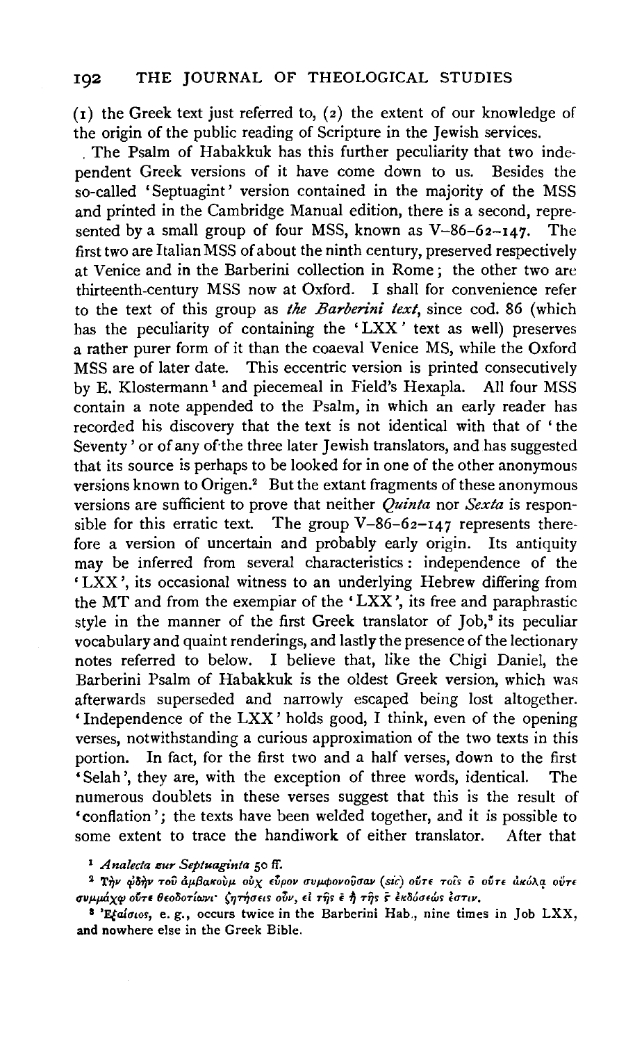(1) the Greek text just referred to, (2) the extent of our knowledge of the origin of the public reading of Scripture in the Jewish services.

The Psalm of Habakkuk has this further peculiarity that two independent Greek versions of it have come down to us. Besides the so-called 'Septuagint' version contained in the majority of the MSS and printed in the Cambridge Manual edition, there is a second, represented by a small group of four MSS, known as V–86–62–147. The first two are Italian MSS of about the ninth century, preserved respectively at Venice and in the Barberini collection in Rome; the other two are thirteenth-century MSS now at Oxford. I shall for convenience refer to the text of this group as *the Barberini text*, since cod. 86 (which has the peculiarity of containing the 'LXX' text as well) preserves a rather purer form of it than the coaeval Venice MS, while the Oxford MSS are of later date. This eccentric version is printed consecutively by E. Klostermann [1] and piecemeal in Field's Hexapla. All four MSS contain a note appended to the Psalm, in which an early reader has recorded his discovery that the text is not identical with that of 'the Seventy' or of any of the three later Jewish translators, and has suggested that its source is perhaps to be looked for in one of the other anonymous versions known to Origen.[2] But the extant fragments of these anonymous versions are sufficient to prove that neither *Quinta* nor *Sexta* is responsible for this erratic text. The group V–86–62–147 represents therefore a version of uncertain and probably early origin. Its antiquity may be inferred from several characteristics: independence of the 'LXX', its occasional witness to an underlying Hebrew differing from the MT and from the exemplar of the 'LXX', its free and paraphrastic style in the manner of the first Greek translator of Job,[3] its peculiar vocabulary and quaint renderings, and lastly the presence of the lectionary notes referred to below. I believe that, like the Chigi Daniel, the Barberini Psalm of Habakkuk is the oldest Greek version, which was afterwards superseded and narrowly escaped being lost altogether. 'Independence of the LXX' holds good, I think, even of the opening verses, notwithstanding a curious approximation of the two texts in this portion. In fact, for the first two and a half verses, down to the first 'Selah', they are, with the exception of three words, identical. The numerous doublets in these verses suggest that this is the result of 'conflation'; the texts have been welded together, and it is possible to some extent to trace the handiwork of either translator. After that

---

[1] *Analecta zur Septuaginta* 50 ff.

[2] Τὴν ᾠδὴν τοῦ ἀμβακοὺμ οὐχ εὗρον συμφονοῦσαν (*sic*) οὔτε τοῖς ō οὔτε ἀκύλᾳ οὔτε συμμάχῳ οὔτε θεοδοτίωνι· ζητήσεις οὖν, εἰ τῆς ε̄ ἢ τῆς ϛ̄ ἐκδόσεώς ἐστιν.

[3] Ἐξαίσιος, e. g., occurs twice in the Barberini Hab., nine times in Job LXX, and nowhere else in the Greek Bible.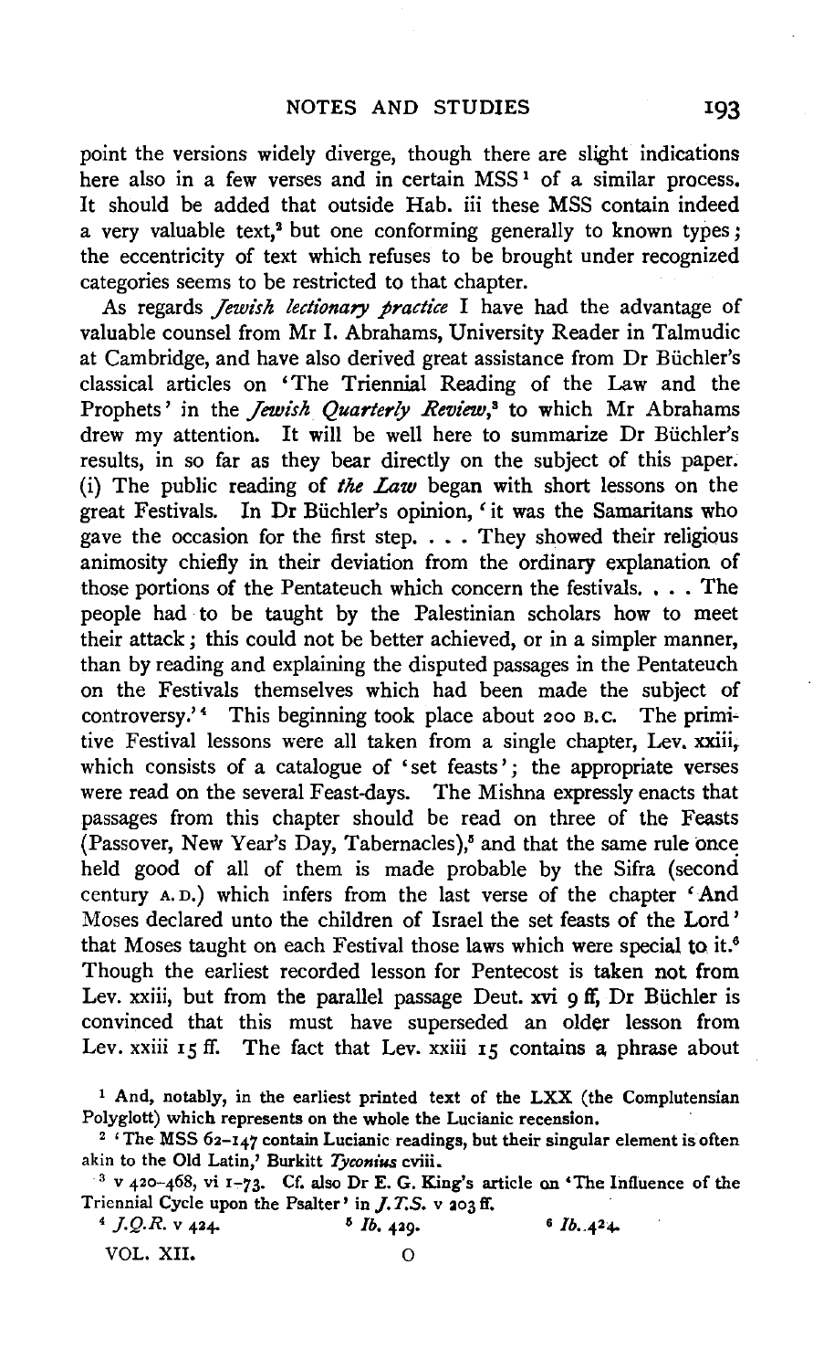point the versions widely diverge, though there are slight indications here also in a few verses and in certain MSS [1] of a similar process. It should be added that outside Hab. iii these MSS contain indeed a very valuable text,[2] but one conforming generally to known types; the eccentricity of text which refuses to be brought under recognized categories seems to be restricted to that chapter.

As regards *Jewish lectionary practice* I have had the advantage of valuable counsel from Mr I. Abrahams, University Reader in Talmudic at Cambridge, and have also derived great assistance from Dr Büchler's classical articles on 'The Triennial Reading of the Law and the Prophets' in the *Jewish Quarterly Review*,[3] to which Mr Abrahams drew my attention. It will be well here to summarize Dr Büchler's results, in so far as they bear directly on the subject of this paper. (i) The public reading of *the Law* began with short lessons on the great Festivals. In Dr Büchler's opinion, 'it was the Samaritans who gave the occasion for the first step. . . . They showed their religious animosity chiefly in their deviation from the ordinary explanation of those portions of the Pentateuch which concern the festivals. . . . The people had to be taught by the Palestinian scholars how to meet their attack; this could not be better achieved, or in a simpler manner, than by reading and explaining the disputed passages in the Pentateuch on the Festivals themselves which had been made the subject of controversy.'[4] This beginning took place about 200 B.C. The primitive Festival lessons were all taken from a single chapter, Lev. xxiii, which consists of a catalogue of 'set feasts'; the appropriate verses were read on the several Feast-days. The Mishna expressly enacts that passages from this chapter should be read on three of the Feasts (Passover, New Year's Day, Tabernacles),[5] and that the same rule once held good of all of them is made probable by the Sifra (second century A.D.) which infers from the last verse of the chapter 'And Moses declared unto the children of Israel the set feasts of the Lord' that Moses taught on each Festival those laws which were special to it.[6] Though the earliest recorded lesson for Pentecost is taken not from Lev. xxiii, but from the parallel passage Deut. xvi 9 ff, Dr Büchler is convinced that this must have superseded an older lesson from Lev. xxiii 15 ff. The fact that Lev. xxiii 15 contains a phrase about

[1] And, notably, in the earliest printed text of the LXX (the Complutensian Polyglott) which represents on the whole the Lucianic recension.

[2] 'The MSS 62–147 contain Lucianic readings, but their singular element is often akin to the Old Latin,' Burkitt *Tyconius* cviii.

[3] v 420–468, vi 1–73. Cf. also Dr E. G. King's article on 'The Influence of the Triennial Cycle upon the Psalter' in *J.T.S.* v 203 ff.

[4] *J.Q.R.* v 424.   [5] *Ib.* 429.   [6] *Ib.* 424.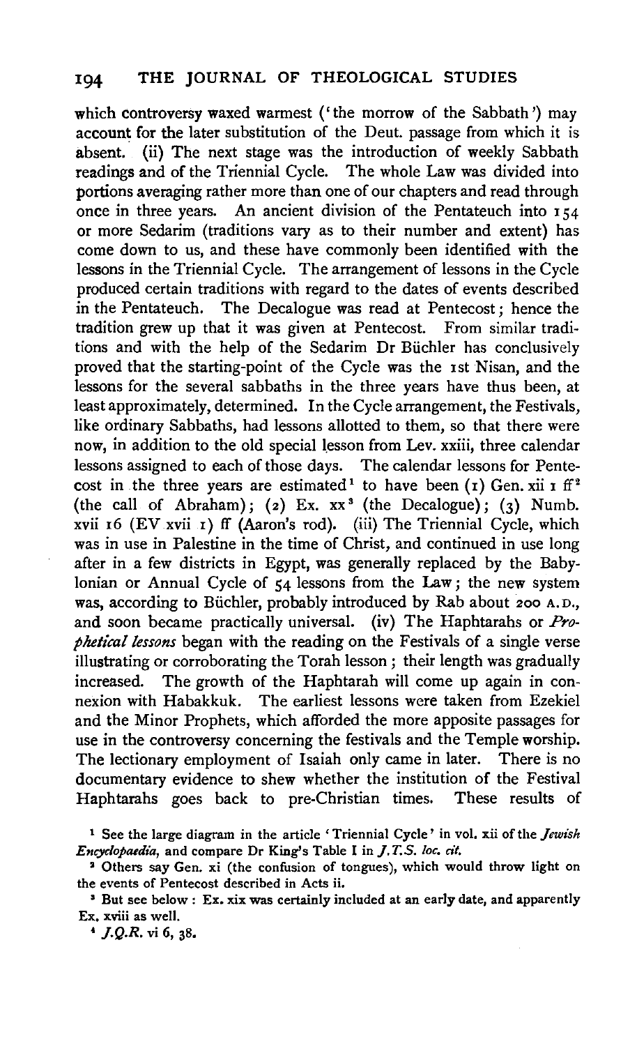which controversy waxed warmest ('the morrow of the Sabbath') may account for the later substitution of the Deut. passage from which it is absent. (ii) The next stage was the introduction of weekly Sabbath readings and of the Triennial Cycle. The whole Law was divided into portions averaging rather more than one of our chapters and read through once in three years. An ancient division of the Pentateuch into 154 or more Sedarim (traditions vary as to their number and extent) has come down to us, and these have commonly been identified with the lessons in the Triennial Cycle. The arrangement of lessons in the Cycle produced certain traditions with regard to the dates of events described in the Pentateuch. The Decalogue was read at Pentecost; hence the tradition grew up that it was given at Pentecost. From similar traditions and with the help of the Sedarim Dr Büchler has conclusively proved that the starting-point of the Cycle was the 1st Nisan, and the lessons for the several sabbaths in the three years have thus been, at least approximately, determined. In the Cycle arrangement, the Festivals, like ordinary Sabbaths, had lessons allotted to them, so that there were now, in addition to the old special lesson from Lev. xxiii, three calendar lessons assigned to each of those days. The calendar lessons for Pentecost in the three years are estimated[1] to have been (1) Gen. xii 1 ff[2] (the call of Abraham); (2) Ex. xx[3] (the Decalogue); (3) Numb. xvii 16 (EV xvii 1) ff (Aaron's rod). (iii) The Triennial Cycle, which was in use in Palestine in the time of Christ, and continued in use long after in a few districts in Egypt, was generally replaced by the Babylonian or Annual Cycle of 54 lessons from the Law; the new system was, according to Büchler, probably introduced by Rab about 200 A.D., and soon became practically universal. (iv) The Haphtarahs or *Prophetical lessons* began with the reading on the Festivals of a single verse illustrating or corroborating the Torah lesson; their length was gradually increased. The growth of the Haphtarah will come up again in connexion with Habakkuk. The earliest lessons were taken from Ezekiel and the Minor Prophets, which afforded the more apposite passages for use in the controversy concerning the festivals and the Temple worship. The lectionary employment of Isaiah only came in later. There is no documentary evidence to shew whether the institution of the Festival Haphtarahs goes back to pre-Christian times. These results of

[1] See the large diagram in the article 'Triennial Cycle' in vol. xii of the *Jewish Encyclopaedia*, and compare Dr King's Table I in *J.T.S. loc. cit.*

[2] Others say Gen. xi (the confusion of tongues), which would throw light on the events of Pentecost described in Acts ii.

[3] But see below: Ex. xix was certainly included at an early date, and apparently Ex. xviii as well.

[4] *J.Q.R.* vi 6, 38.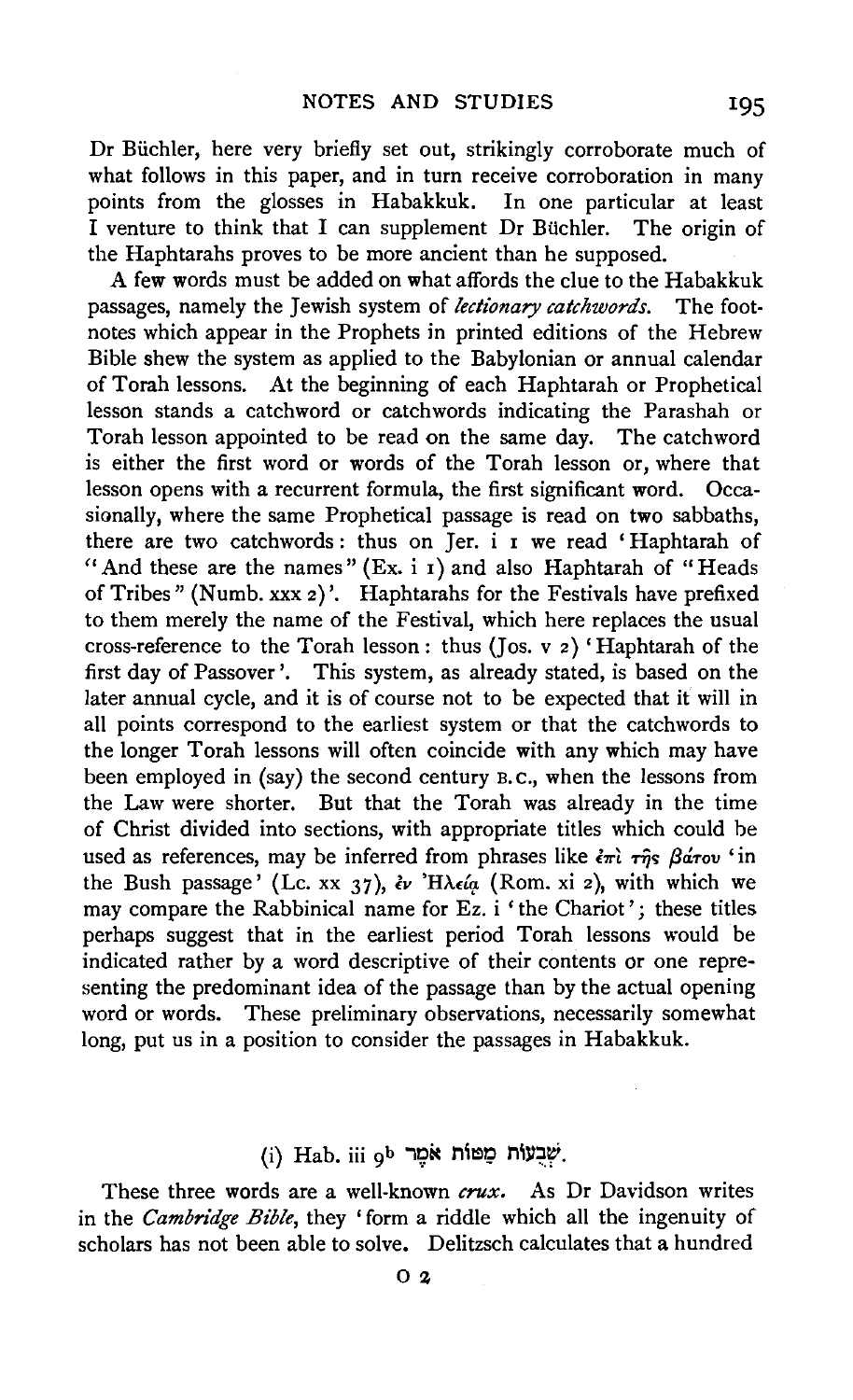Dr Büchler, here very briefly set out, strikingly corroborate much of what follows in this paper, and in turn receive corroboration in many points from the glosses in Habakkuk. In one particular at least I venture to think that I can supplement Dr Büchler. The origin of the Haphtarahs proves to be more ancient than he supposed.

A few words must be added on what affords the clue to the Habakkuk passages, namely the Jewish system of *lectionary catchwords*. The footnotes which appear in the Prophets in printed editions of the Hebrew Bible shew the system as applied to the Babylonian or annual calendar of Torah lessons. At the beginning of each Haphtarah or Prophetical lesson stands a catchword or catchwords indicating the Parashah or Torah lesson appointed to be read on the same day. The catchword is either the first word or words of the Torah lesson or, where that lesson opens with a recurrent formula, the first significant word. Occasionally, where the same Prophetical passage is read on two sabbaths, there are two catchwords: thus on Jer. i 1 we read 'Haphtarah of "And these are the names" (Ex. i 1) and also Haphtarah of "Heads of Tribes" (Numb. xxx 2)'. Haphtarahs for the Festivals have prefixed to them merely the name of the Festival, which here replaces the usual cross-reference to the Torah lesson: thus (Jos. v 2) 'Haphtarah of the first day of Passover'. This system, as already stated, is based on the later annual cycle, and it is of course not to be expected that it will in all points correspond to the earliest system or that the catchwords to the longer Torah lessons will often coincide with any which may have been employed in (say) the second century B.C., when the lessons from the Law were shorter. But that the Torah was already in the time of Christ divided into sections, with appropriate titles which could be used as references, may be inferred from phrases like ἐπὶ τῆς βάτου 'in the Bush passage' (Lc. xx 37), ἐν Ἠλείᾳ (Rom. xi 2), with which we may compare the Rabbinical name for Ez. i 'the Chariot'; these titles perhaps suggest that in the earliest period Torah lessons would be indicated rather by a word descriptive of their contents or one representing the predominant idea of the passage than by the actual opening word or words. These preliminary observations, necessarily somewhat long, put us in a position to consider the passages in Habakkuk.

### (i) Hab. iii 9b שְׁבֻעוֹת מַטּוֹת אֹמֶר.

These three words are a well-known *crux*. As Dr Davidson writes in the *Cambridge Bible*, they 'form a riddle which all the ingenuity of scholars has not been able to solve. Delitzsch calculates that a hundred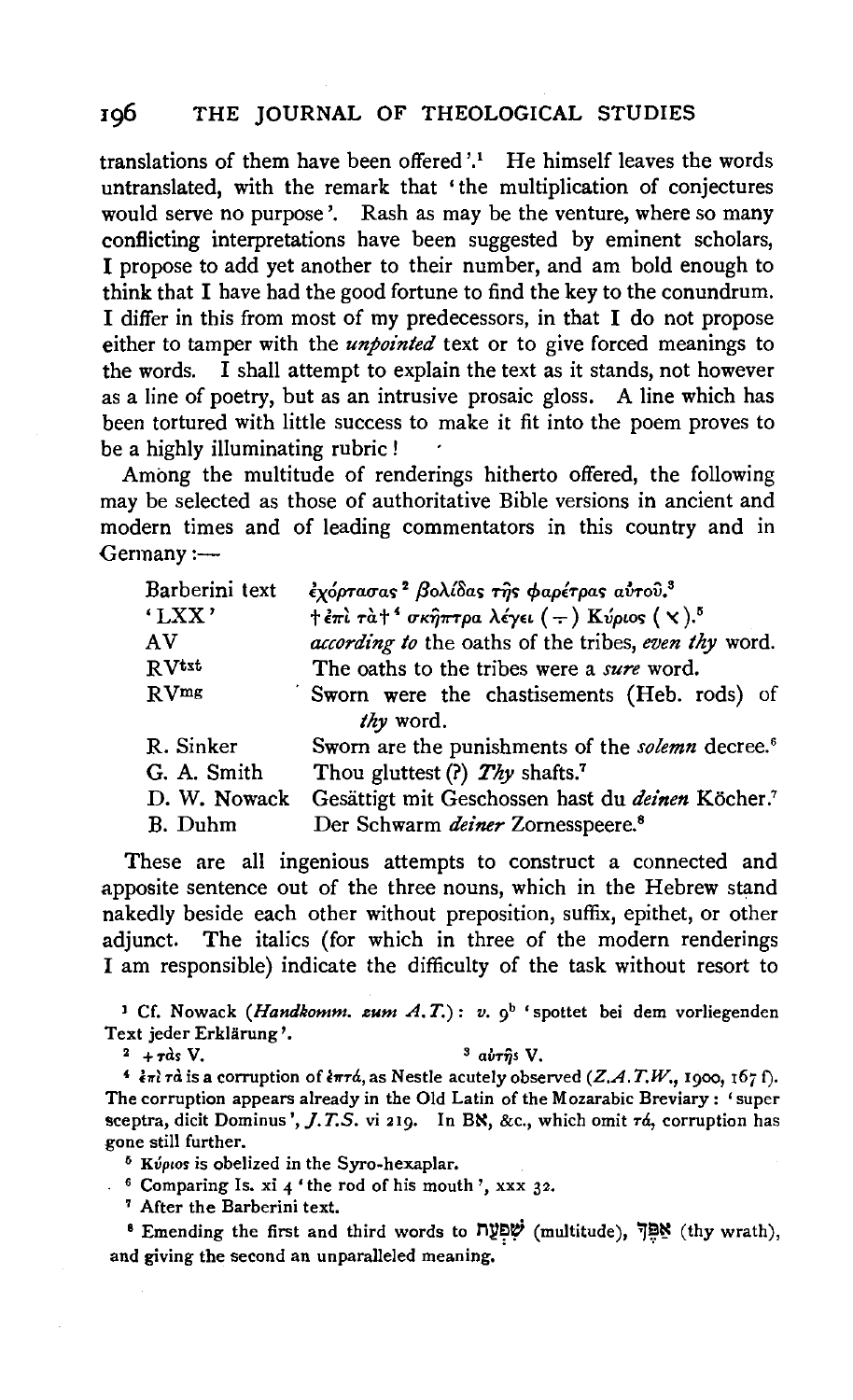translations of them have been offered'.[1] He himself leaves the words untranslated, with the remark that 'the multiplication of conjectures would serve no purpose'. Rash as may be the venture, where so many conflicting interpretations have been suggested by eminent scholars, I propose to add yet another to their number, and am bold enough to think that I have had the good fortune to find the key to the conundrum. I differ in this from most of my predecessors, in that I do not propose either to tamper with the *unpointed* text or to give forced meanings to the words. I shall attempt to explain the text as it stands, not however as a line of poetry, but as an intrusive prosaic gloss. A line which has been tortured with little success to make it fit into the poem proves to be a highly illuminating rubric!

Among the multitude of renderings hitherto offered, the following may be selected as those of authoritative Bible versions in ancient and modern times and of leading commentators in this country and in Germany:—

| | |
|---|---|
| Barberini text | ἐχόρτασας[2] βολίδας τῆς φαρέτρας αὐτοῦ.[3] |
| 'LXX' | † ἐπὶ τὰ †[4] σκῆπτρα λέγει (÷) Κύριος (✕).[5] |
| AV | *according to* the oaths of the tribes, *even thy* word. |
| RVtxt | The oaths to the tribes were a *sure* word. |
| RVmg | Sworn were the chastisements (Heb. rods) of *thy* word. |
| R. Sinker | Sworn are the punishments of the *solemn* decree.[6] |
| G. A. Smith | Thou gluttest (?) *Thy* shafts.[7] |
| D. W. Nowack | Gesättigt mit Geschossen hast du *deinen* Köcher.[7] |
| B. Duhm | Der Schwarm *deiner* Zornesspeere.[8] |

These are all ingenious attempts to construct a connected and apposite sentence out of the three nouns, which in the Hebrew stand nakedly beside each other without preposition, suffix, epithet, or other adjunct. The italics (for which in three of the modern renderings I am responsible) indicate the difficulty of the task without resort to

[1] Cf. Nowack (*Handkomm. zum A.T.*): *v.* 9b 'spottet bei dem vorliegenden Text jeder Erklärung'.

[2] + τὰς V.

[3] αὐτῆς V.

[4] ἐπὶ τὰ is a corruption of ἑπτά, as Nestle acutely observed (*Z.A.T.W.*, 1900, 167 f). The corruption appears already in the Old Latin of the Mozarabic Breviary: 'super sceptra, dicit Dominus', *J.T.S.* vi 219. In Bℵ, &c., which omit τά, corruption has gone still further.

[5] Κύριος is obelized in the Syro-hexaplar.

[6] Comparing Is. xi 4 'the rod of his mouth', xxx 32.

[7] After the Barberini text.

[8] Emending the first and third words to שִׁפְעַת (multitude), אַפְּךָ (thy wrath), and giving the second an unparalleled meaning.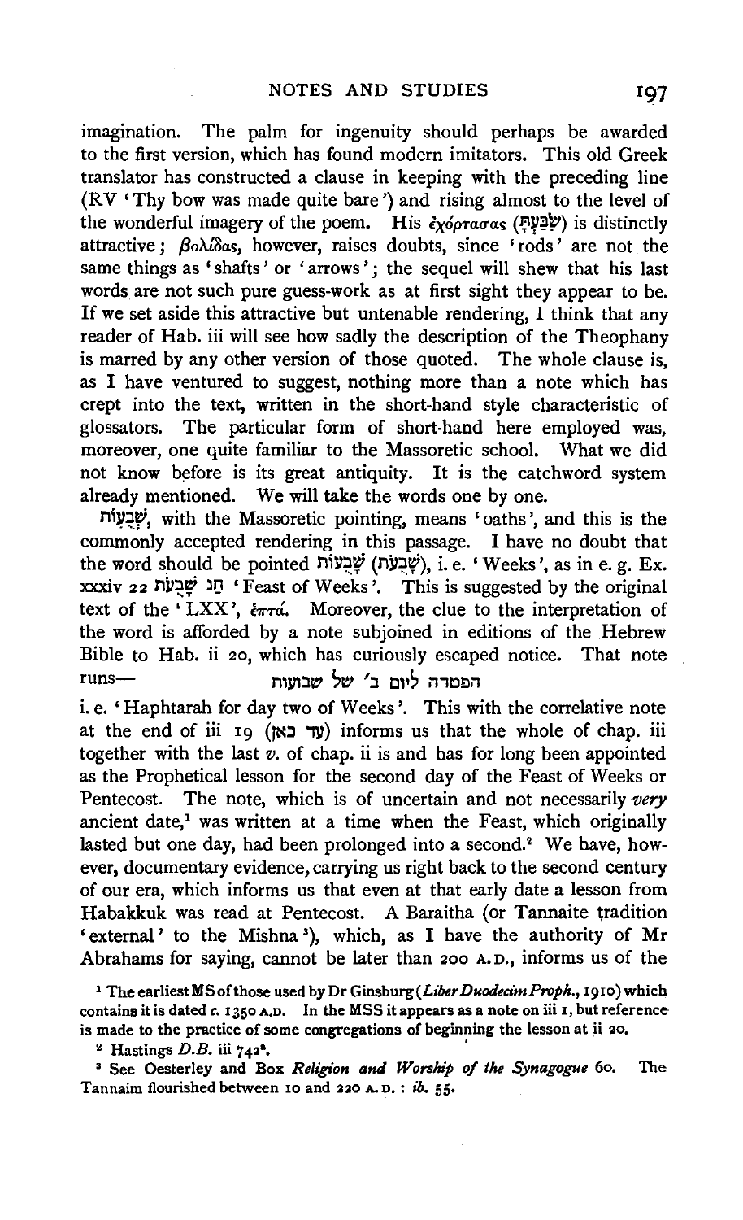imagination. The palm for ingenuity should perhaps be awarded to the first version, which has found modern imitators. This old Greek translator has constructed a clause in keeping with the preceding line (RV 'Thy bow was made quite bare') and rising almost to the level of the wonderful imagery of the poem. His ἐχόρτασας (שִׂבַּעְתָּ) is distinctly attractive; βολίδας, however, raises doubts, since 'rods' are not the same things as 'shafts' or 'arrows'; the sequel will shew that his last words are not such pure guess-work as at first sight they appear to be. If we set aside this attractive but untenable rendering, I think that any reader of Hab. iii will see how sadly the description of the Theophany is marred by any other version of those quoted. The whole clause is, as I have ventured to suggest, nothing more than a note which has crept into the text, written in the short-hand style characteristic of glossators. The particular form of short-hand here employed was, moreover, one quite familiar to the Massoretic school. What we did not know before is its great antiquity. It is the catchword system already mentioned. We will take the words one by one.

שְׁבֻעוֹת, with the Massoretic pointing, means 'oaths', and this is the commonly accepted rendering in this passage. I have no doubt that the word should be pointed שָׁבֻעוֹת (שָׁבֻעֹת), i. e. 'Weeks', as in e. g. Ex. xxxiv 22 חַג שָׁבֻעֹת 'Feast of Weeks'. This is suggested by the original text of the 'LXX', ἑπτά. Moreover, the clue to the interpretation of the word is afforded by a note subjoined in editions of the Hebrew Bible to Hab. ii 20, which has curiously escaped notice. That note runs— הפטרה ליום ב׳ של שבועות

i. e. 'Haphtarah for day two of Weeks'. This with the correlative note at the end of iii 19 (עד כאן) informs us that the whole of chap. iii together with the last *v.* of chap. ii is and has for long been appointed as the Prophetical lesson for the second day of the Feast of Weeks or Pentecost. The note, which is of uncertain and not necessarily *very* ancient date,[1] was written at a time when the Feast, which originally lasted but one day, had been prolonged into a second.[2] We have, however, documentary evidence, carrying us right back to the second century of our era, which informs us that even at that early date a lesson from Habakkuk was read at Pentecost. A Baraitha (or Tannaite tradition 'external' to the Mishna[3]), which, as I have the authority of Mr Abrahams for saying, cannot be later than 200 A.D., informs us of the

[1] The earliest MS of those used by Dr Ginsburg (*Liber Duodecim Proph.*, 1910) which contains it is dated *c.* 1350 A.D. In the MSS it appears as a note on iii 1, but reference is made to the practice of some congregations of beginning the lesson at ii 20.

[2] Hastings *D.B.* iii 742[a].

[3] See Oesterley and Box *Religion and Worship of the Synagogue* 60. The Tannaim flourished between 10 and 220 A.D.: *ib.* 55.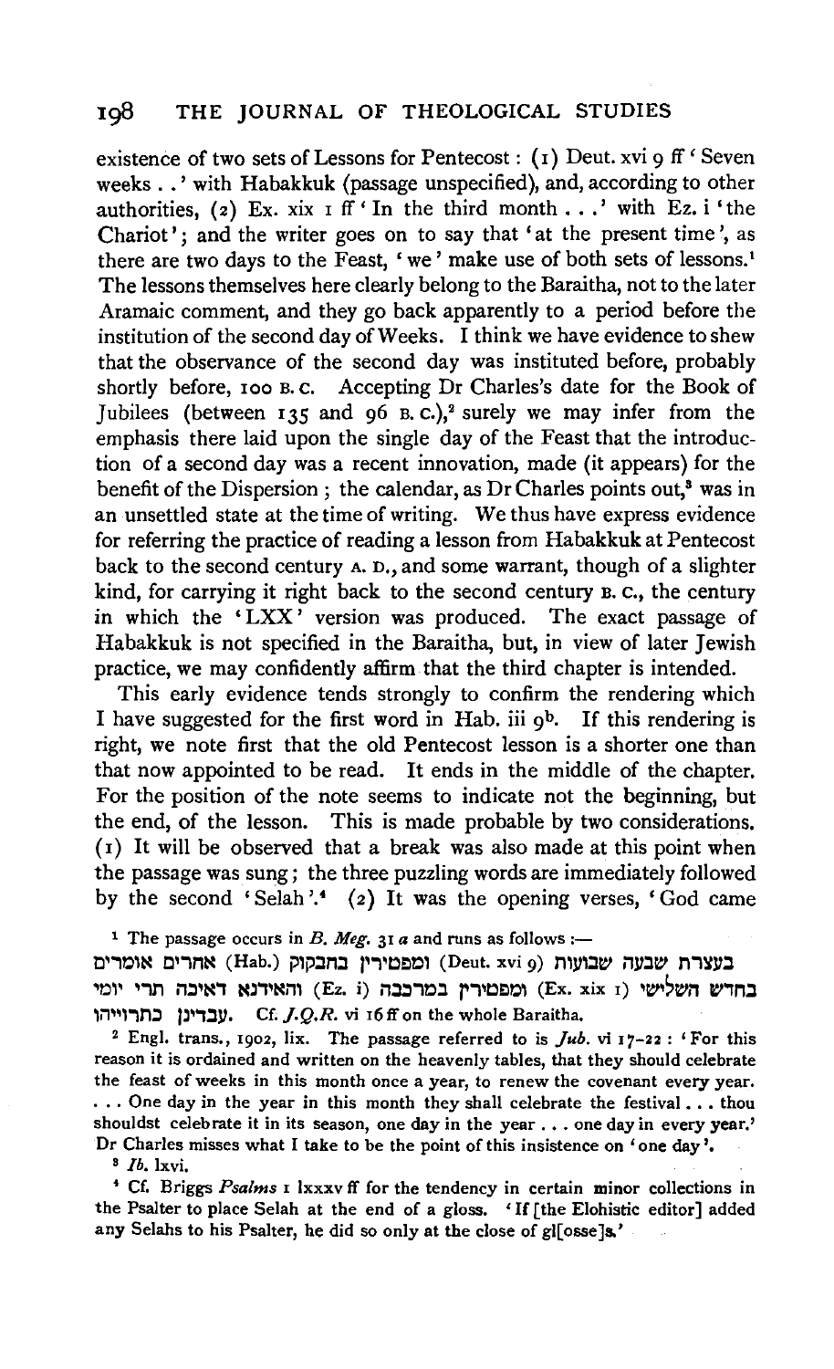existence of two sets of Lessons for Pentecost: (1) Deut. xvi 9 ff 'Seven weeks . .' with Habakkuk (passage unspecified), and, according to other authorities, (2) Ex. xix 1 ff 'In the third month . . .' with Ez. i 'the Chariot'; and the writer goes on to say that 'at the present time', as there are two days to the Feast, 'we' make use of both sets of lessons.[1] The lessons themselves here clearly belong to the Baraitha, not to the later Aramaic comment, and they go back apparently to a period before the institution of the second day of Weeks. I think we have evidence to shew that the observance of the second day was instituted before, probably shortly before, 100 B.C. Accepting Dr Charles's date for the Book of Jubilees (between 135 and 96 B.C.),[2] surely we may infer from the emphasis there laid upon the single day of the Feast that the introduction of a second day was a recent innovation, made (it appears) for the benefit of the Dispersion; the calendar, as Dr Charles points out,[3] was in an unsettled state at the time of writing. We thus have express evidence for referring the practice of reading a lesson from Habakkuk at Pentecost back to the second century A.D., and some warrant, though of a slighter kind, for carrying it right back to the second century B.C., the century in which the 'LXX' version was produced. The exact passage of Habakkuk is not specified in the Baraitha, but, in view of later Jewish practice, we may confidently affirm that the third chapter is intended.

This early evidence tends strongly to confirm the rendering which I have suggested for the first word in Hab. iii 9b. If this rendering is right, we note first that the old Pentecost lesson is a shorter one than that now appointed to be read. It ends in the middle of the chapter. For the position of the note seems to indicate not the beginning, but the end, of the lesson. This is made probable by two considerations. (1) It will be observed that a break was also made at this point when the passage was sung; the three puzzling words are immediately followed by the second 'Selah'.[4] (2) It was the opening verses, 'God came

[1] The passage occurs in *B. Meg.* 31 *a* and runs as follows:—
בעצרת שבעה שבועות (Deut. xvi 9) ומפטירין בחבקוק (Hab.) אחרים אומרים בחדש השלישי (Ex. xix 1) ומפטירין במרכבה (Ez. i) והאידנא דאיכא תרי יומי עבדינן כתרוייהו. Cf. *J.Q.R.* vi 16 ff on the whole Baraitha.

[2] Engl. trans., 1902, lix. The passage referred to is *Jub.* vi 17–22: 'For this reason it is ordained and written on the heavenly tables, that they should celebrate the feast of weeks in this month once a year, to renew the covenant every year. . . . One day in the year in this month they shall celebrate the festival . . . thou shouldst celebrate it in its season, one day in the year . . . one day in every year.' Dr Charles misses what I take to be the point of this insistence on 'one day'.

[3] *Ib.* lxvi.

[4] Cf. Briggs *Psalms* i lxxxv ff for the tendency in certain minor collections in the Psalter to place Selah at the end of a gloss. 'If [the Elohistic editor] added any Selahs to his Psalter, he did so only at the close of gl[osse]s.'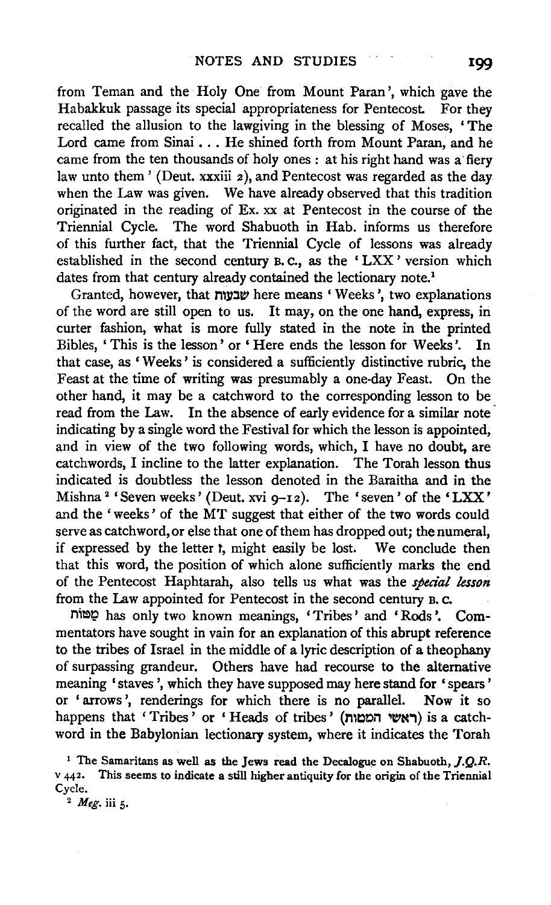from Teman and the Holy One from Mount Paran', which gave the Habakkuk passage its special appropriateness for Pentecost. For they recalled the allusion to the lawgiving in the blessing of Moses, 'The Lord came from Sinai . . . He shined forth from Mount Paran, and he came from the ten thousands of holy ones : at his right hand was a fiery law unto them' (Deut. xxxiii 2), and Pentecost was regarded as the day when the Law was given. We have already observed that this tradition originated in the reading of Ex. xx at Pentecost in the course of the Triennial Cycle. The word Shabuoth in Hab. informs us therefore of this further fact, that the Triennial Cycle of lessons was already established in the second century B.C., as the 'LXX' version which dates from that century already contained the lectionary note.[1]

Granted, however, that שבעות here means 'Weeks', two explanations of the word are still open to us. It may, on the one hand, express, in curter fashion, what is more fully stated in the note in the printed Bibles, 'This is the lesson' or 'Here ends the lesson for Weeks'. In that case, as 'Weeks' is considered a sufficiently distinctive rubric, the Feast at the time of writing was presumably a one-day Feast. On the other hand, it may be a catchword to the corresponding lesson to be read from the Law. In the absence of early evidence for a similar note indicating by a single word the Festival for which the lesson is appointed, and in view of the two following words, which, I have no doubt, are catchwords, I incline to the latter explanation. The Torah lesson thus indicated is doubtless the lesson denoted in the Baraitha and in the Mishna[2] 'Seven weeks' (Deut. xvi 9–12). The 'seven' of the 'LXX' and the 'weeks' of the MT suggest that either of the two words could serve as catchword, or else that one of them has dropped out; the numeral, if expressed by the letter ז, might easily be lost. We conclude then that this word, the position of which alone sufficiently marks the end of the Pentecost Haphtarah, also tells us what was the *special lesson* from the Law appointed for Pentecost in the second century B.C.

מטות has only two known meanings, 'Tribes' and 'Rods'. Commentators have sought in vain for an explanation of this abrupt reference to the tribes of Israel in the middle of a lyric description of a theophany of surpassing grandeur. Others have had recourse to the alternative meaning 'staves', which they have supposed may here stand for 'spears' or 'arrows', renderings for which there is no parallel. Now it so happens that 'Tribes' or 'Heads of tribes' (ראשי המטות) is a catchword in the Babylonian lectionary system, where it indicates the Torah

[1] The Samaritans as well as the Jews read the Decalogue on Shabuoth, *J.Q.R.* v 442. This seems to indicate a still higher antiquity for the origin of the Triennial Cycle.

[2] *Meg.* iii 5.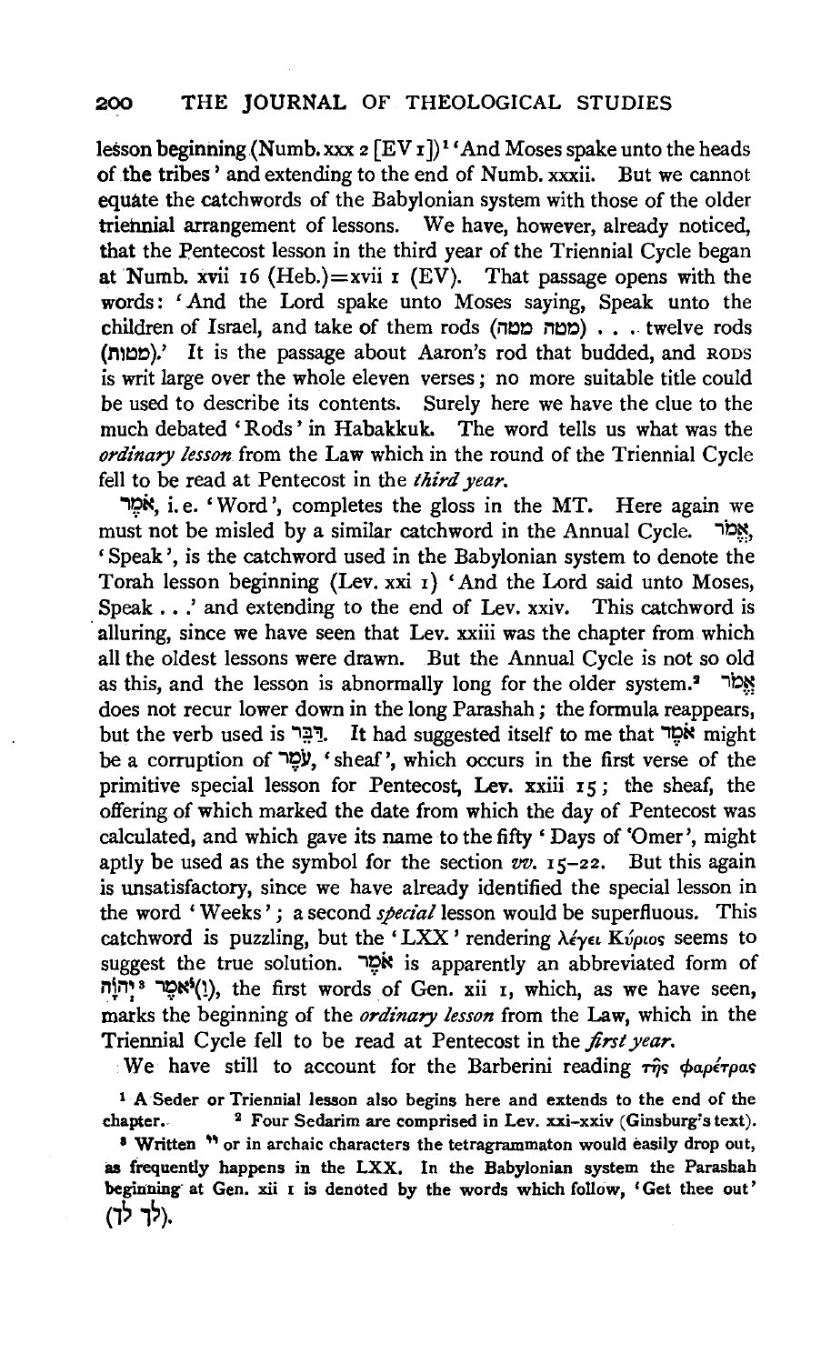lesson beginning (Numb. xxx 2 [EV 1])[1] 'And Moses spake unto the heads of the tribes' and extending to the end of Numb. xxxii. But we cannot equate the catchwords of the Babylonian system with those of the older triennial arrangement of lessons. We have, however, already noticed, that the Pentecost lesson in the third year of the Triennial Cycle began at Numb. xvii 16 (Heb.)=xvii 1 (EV). That passage opens with the words: 'And the Lord spake unto Moses saying, Speak unto the children of Israel, and take of them rods (מטה מטה) . . . twelve rods (מטות).' It is the passage about Aaron's rod that budded, and RODS is writ large over the whole eleven verses; no more suitable title could be used to describe its contents. Surely here we have the clue to the much debated 'Rods' in Habakkuk. The word tells us what was the *ordinary lesson* from the Law which in the round of the Triennial Cycle fell to be read at Pentecost in the *third year*.

אֹמֶר, i.e. 'Word', completes the gloss in the MT. Here again we must not be misled by a similar catchword in the Annual Cycle. אֱמֹר, 'Speak', is the catchword used in the Babylonian system to denote the Torah lesson beginning (Lev. xxi 1) 'And the Lord said unto Moses, Speak . . .' and extending to the end of Lev. xxiv. This catchword is alluring, since we have seen that Lev. xxiii was the chapter from which all the oldest lessons were drawn. But the Annual Cycle is not so old as this, and the lesson is abnormally long for the older system.[2] אֱמֹר does not recur lower down in the long Parashah; the formula reappears, but the verb used is דַּבֵּר. It had suggested itself to me that אֹמֶר might be a corruption of עֹמֶר, 'sheaf', which occurs in the first verse of the primitive special lesson for Pentecost, Lev. xxiii 15; the sheaf, the offering of which marked the date from which the day of Pentecost was calculated, and which gave its name to the fifty 'Days of 'Omer', might aptly be used as the symbol for the section *vv.* 15–22. But this again is unsatisfactory, since we have already identified the special lesson in the word 'Weeks'; a second *special* lesson would be superfluous. This catchword is puzzling, but the 'LXX' rendering λέγει Κύριος seems to suggest the true solution. אֹמֶר is apparently an abbreviated form of (וַ)יֹּאמֶר יְהוָה[3], the first words of Gen. xii 1, which, as we have seen, marks the beginning of the *ordinary lesson* from the Law, which in the Triennial Cycle fell to be read at Pentecost in the *first year*.

We have still to account for the Barberini reading τῆς φαρέτρας

[1] A Seder or Triennial lesson also begins here and extends to the end of the chapter.

[2] Four Sedarim are comprised in Lev. xxi–xxiv (Ginsburg's text).

[3] Written יי or in archaic characters the tetragrammaton would easily drop out, as frequently happens in the LXX. In the Babylonian system the Parashah beginning at Gen. xii 1 is denoted by the words which follow, 'Get thee out' (לך לך).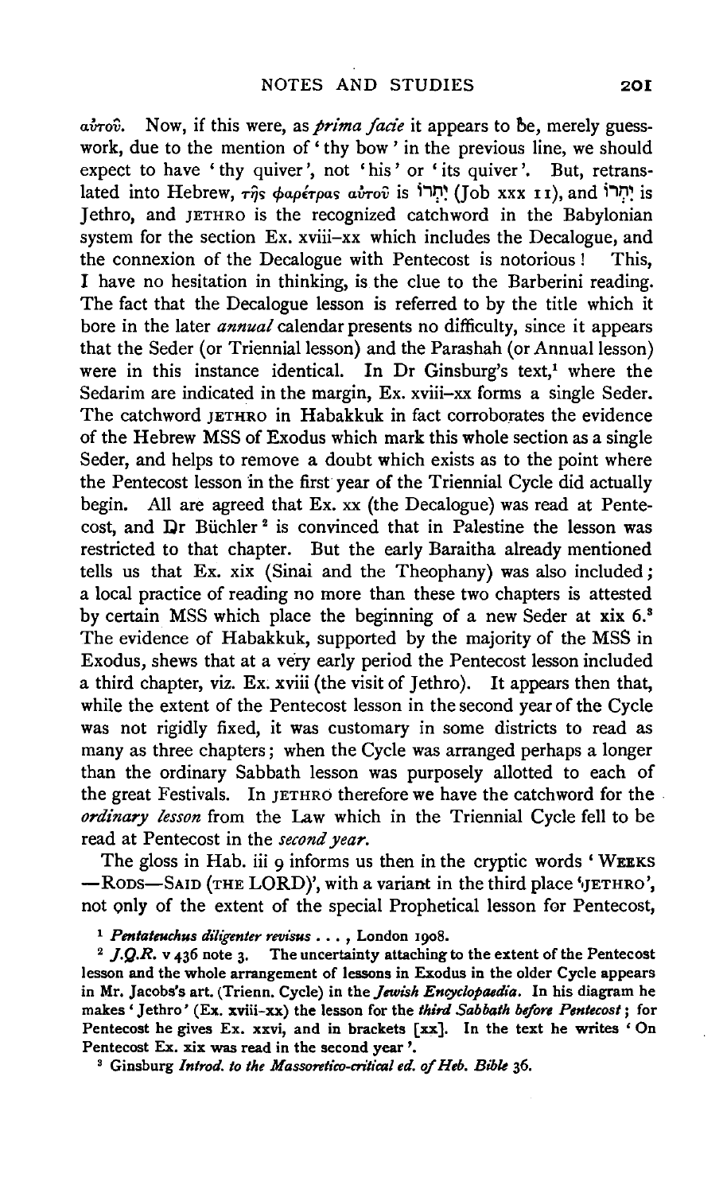αὐτοῦ. Now, if this were, as *prima facie* it appears to be, merely guesswork, due to the mention of 'thy bow' in the previous line, we should expect to have 'thy quiver', not 'his' or 'its quiver'. But, retranslated into Hebrew, τῆς φαρέτρας αὐτοῦ is יִתְרוֹ (Job xxx 11), and יִתְרוֹ is Jethro, and JETHRO is the recognized catchword in the Babylonian system for the section Ex. xviii–xx which includes the Decalogue, and the connexion of the Decalogue with Pentecost is notorious! This, I have no hesitation in thinking, is the clue to the Barberini reading. The fact that the Decalogue lesson is referred to by the title which it bore in the later *annual* calendar presents no difficulty, since it appears that the Seder (or Triennial lesson) and the Parashah (or Annual lesson) were in this instance identical. In Dr Ginsburg's text,[1] where the Sedarim are indicated in the margin, Ex. xviii–xx forms a single Seder. The catchword JETHRO in Habakkuk in fact corroborates the evidence of the Hebrew MSS of Exodus which mark this whole section as a single Seder, and helps to remove a doubt which exists as to the point where the Pentecost lesson in the first year of the Triennial Cycle did actually begin. All are agreed that Ex. xx (the Decalogue) was read at Pentecost, and Dr Büchler[2] is convinced that in Palestine the lesson was restricted to that chapter. But the early Baraitha already mentioned tells us that Ex. xix (Sinai and the Theophany) was also included; a local practice of reading no more than these two chapters is attested by certain MSS which place the beginning of a new Seder at xix 6.[3] The evidence of Habakkuk, supported by the majority of the MSS in Exodus, shews that at a very early period the Pentecost lesson included a third chapter, viz. Ex. xviii (the visit of Jethro). It appears then that, while the extent of the Pentecost lesson in the second year of the Cycle was not rigidly fixed, it was customary in some districts to read as many as three chapters; when the Cycle was arranged perhaps a longer than the ordinary Sabbath lesson was purposely allotted to each of the great Festivals. In JETHRO therefore we have the catchword for the *ordinary lesson* from the Law which in the Triennial Cycle fell to be read at Pentecost in the *second year*.

The gloss in Hab. iii 9 informs us then in the cryptic words 'WEEKS—RODS—SAID (THE LORD)', with a variant in the third place 'JETHRO', not only of the extent of the special Prophetical lesson for Pentecost,

[1] *Pentateuchus diligenter revisus* . . . , London 1908.

[2] *J.Q.R.* v 436 note 3. The uncertainty attaching to the extent of the Pentecost lesson and the whole arrangement of lessons in Exodus in the older Cycle appears in Mr. Jacobs's art. (Trienn. Cycle) in the *Jewish Encyclopaedia*. In his diagram he makes 'Jethro' (Ex. xviii–xx) the lesson for the *third Sabbath before Pentecost*; for Pentecost he gives Ex. xxvi, and in brackets [xx]. In the text he writes 'On Pentecost Ex. xix was read in the second year'.

[3] Ginsburg *Introd. to the Massoretico-critical ed. of Heb. Bible* 36.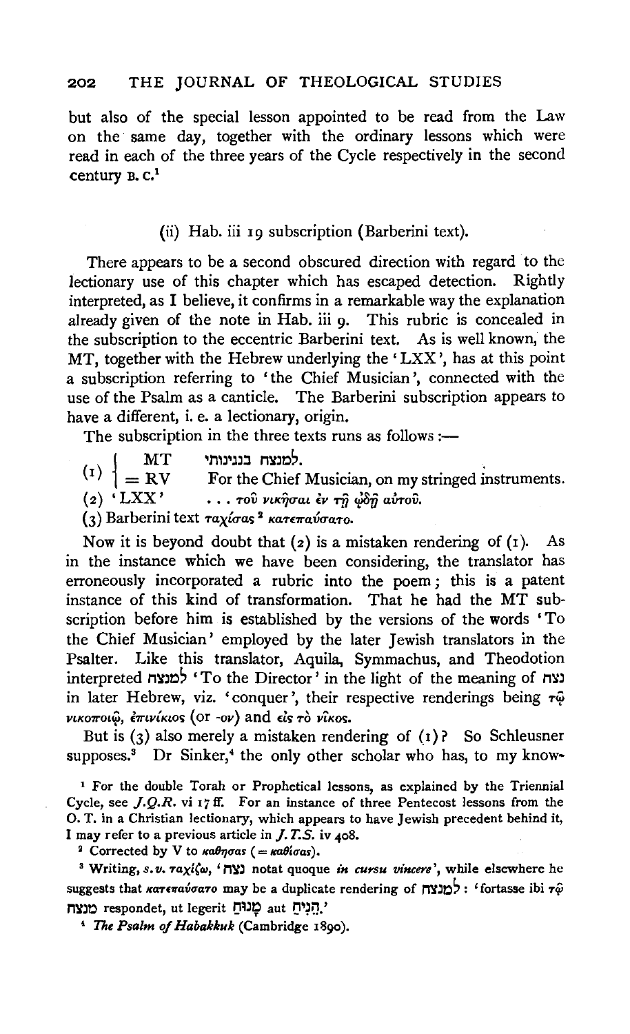but also of the special lesson appointed to be read from the Law on the same day, together with the ordinary lessons which were read in each of the three years of the Cycle respectively in the second century B.C.[1]

### (ii) Hab. iii 19 subscription (Barberini text).

There appears to be a second obscured direction with regard to the lectionary use of this chapter which has escaped detection. Rightly interpreted, as I believe, it confirms in a remarkable way the explanation already given of the note in Hab. iii 9. This rubric is concealed in the subscription to the eccentric Barberini text. As is well known, the MT, together with the Hebrew underlying the 'LXX', has at this point a subscription referring to 'the Chief Musician', connected with the use of the Psalm as a canticle. The Barberini subscription appears to have a different, i.e. a lectionary, origin.

The subscription in the three texts runs as follows :—

(1) { MT לַמְנַצֵּחַ בִּנְגִינוֹתָי.
  { = RV For the Chief Musician, on my stringed instruments.

(2) 'LXX' . . . τοῦ νικῆσαι ἐν τῇ ᾠδῇ αὐτοῦ.

(3) Barberini text ταχίσας[2] κατεπαύσατο.

Now it is beyond doubt that (2) is a mistaken rendering of (1). As in the instance which we have been considering, the translator has erroneously incorporated a rubric into the poem; this is a patent instance of this kind of transformation. That he had the MT subscription before him is established by the versions of the words 'To the Chief Musician' employed by the later Jewish translators in the Psalter. Like this translator, Aquila, Symmachus, and Theodotion interpreted למנצח 'To the Director' in the light of the meaning of נצח in later Hebrew, viz. 'conquer', their respective renderings being τῷ νικοποιῷ, ἐπινίκιος (or -ον) and εἰς τὸ νῖκος.

But is (3) also merely a mistaken rendering of (1)? So Schleusner supposes.[3] Dr Sinker,[4] the only other scholar who has, to my know-

---

[1] For the double Torah or Prophetical lessons, as explained by the Triennial Cycle, see *J.Q.R.* vi 17 ff. For an instance of three Pentecost lessons from the O.T. in a Christian lectionary, which appears to have Jewish precedent behind it, I may refer to a previous article in *J.T.S.* iv 408.

[2] Corrected by V to καθήσας (= καθίσας).

[3] Writing, *s.v.* ταχίζω, 'נצח notat quoque *in cursu vincere*', while elsewhere he suggests that κατεπαύσατο may be a duplicate rendering of למנצח: 'fortasse ibi τῷ מנצח respondet, ut legerit מָנוֹחַ aut הֵנִיחַ.'

[4] *The Psalm of Habakkuk* (Cambridge 1890).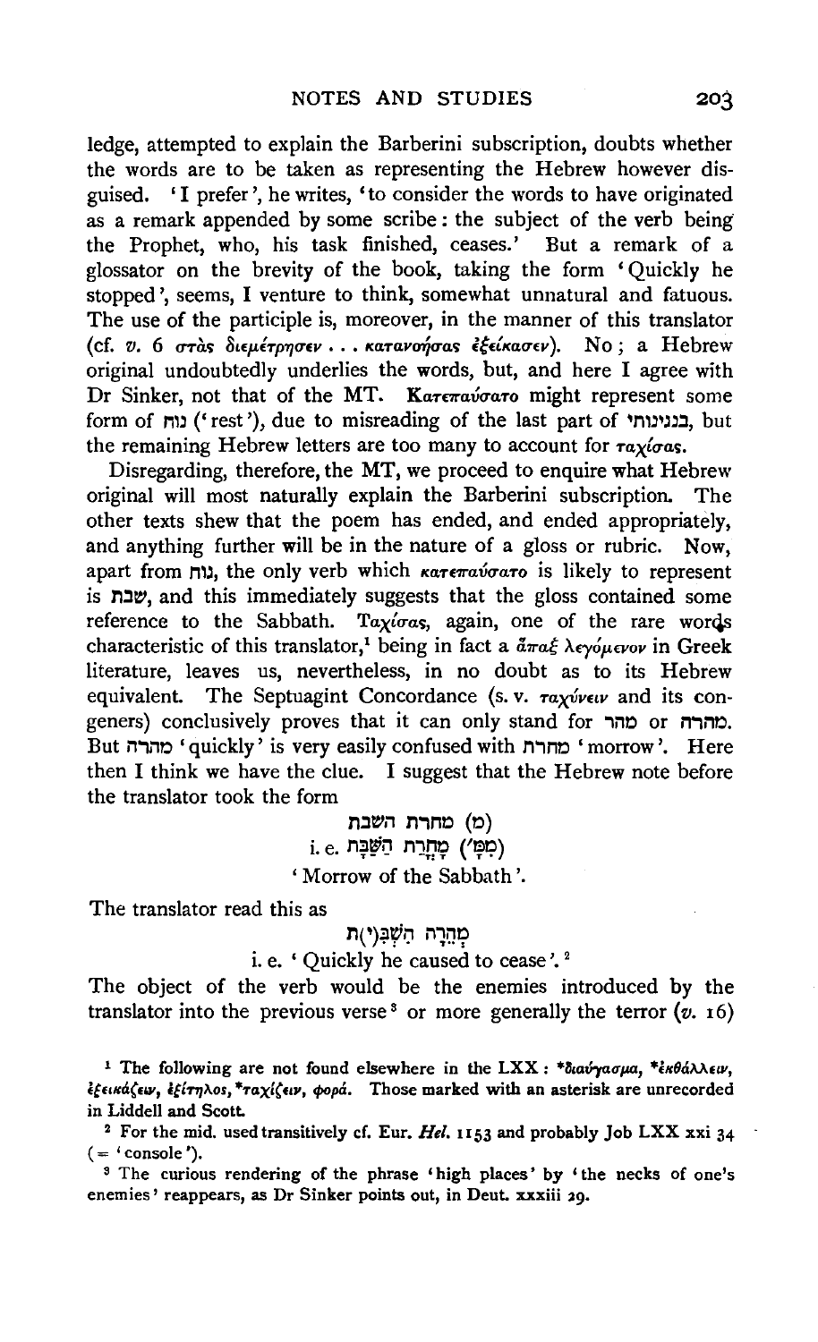ledge, attempted to explain the Barberini subscription, doubts whether the words are to be taken as representing the Hebrew however disguised. 'I prefer', he writes, 'to consider the words to have originated as a remark appended by some scribe: the subject of the verb being the Prophet, who, his task finished, ceases.' But a remark of a glossator on the brevity of the book, taking the form 'Quickly he stopped', seems, I venture to think, somewhat unnatural and fatuous. The use of the participle is, moreover, in the manner of this translator (cf. *v.* 6 στὰς διεμέτρησεν . . . κατανοήσας ἐξείκασεν). No; a Hebrew original undoubtedly underlies the words, but, and here I agree with Dr Sinker, not that of the MT. Κατεπαύσατο might represent some form of נוח ('rest'), due to misreading of the last part of בנגינותי, but the remaining Hebrew letters are too many to account for ταχίσας.

Disregarding, therefore, the MT, we proceed to enquire what Hebrew original will most naturally explain the Barberini subscription. The other texts shew that the poem has ended, and ended appropriately, and anything further will be in the nature of a gloss or rubric. Now, apart from נוח, the only verb which κατεπαύσατο is likely to represent is שבת, and this immediately suggests that the gloss contained some reference to the Sabbath. Ταχίσας, again, one of the rare words characteristic of this translator,[1] being in fact a ἅπαξ λεγόμενον in Greek literature, leaves us, nevertheless, in no doubt as to its Hebrew equivalent. The Septuagint Concordance (s. v. ταχύνειν and its congeners) conclusively proves that it can only stand for מהר or מהרה. But מהרה 'quickly' is very easily confused with מחרת 'morrow'. Here then I think we have the clue. I suggest that the Hebrew note before the translator took the form

(מ) מחרת השבת

i. e. (מִמָּ') מָחֳרַת הַשַּׁבָּת

'Morrow of the Sabbath'.

The translator read this as

מְהֵרָה הִשְׁבִּ(י)ת

i. e. 'Quickly he caused to cease'.[2]

The object of the verb would be the enemies introduced by the translator into the previous verse[3] or more generally the terror (*v.* 16)

[1] The following are not found elsewhere in the LXX: *διαύγασμα, *ἐκθάλλειν, ἐξεικάζειν, ἐξίτηλος, *ταχίζειν, φορά. Those marked with an asterisk are unrecorded in Liddell and Scott.

[2] For the mid. used transitively cf. Eur. *Hel.* 1153 and probably Job LXX xxi 34 (= 'console').

[3] The curious rendering of the phrase 'high places' by 'the necks of one's enemies' reappears, as Dr Sinker points out, in Deut. xxxiii 29.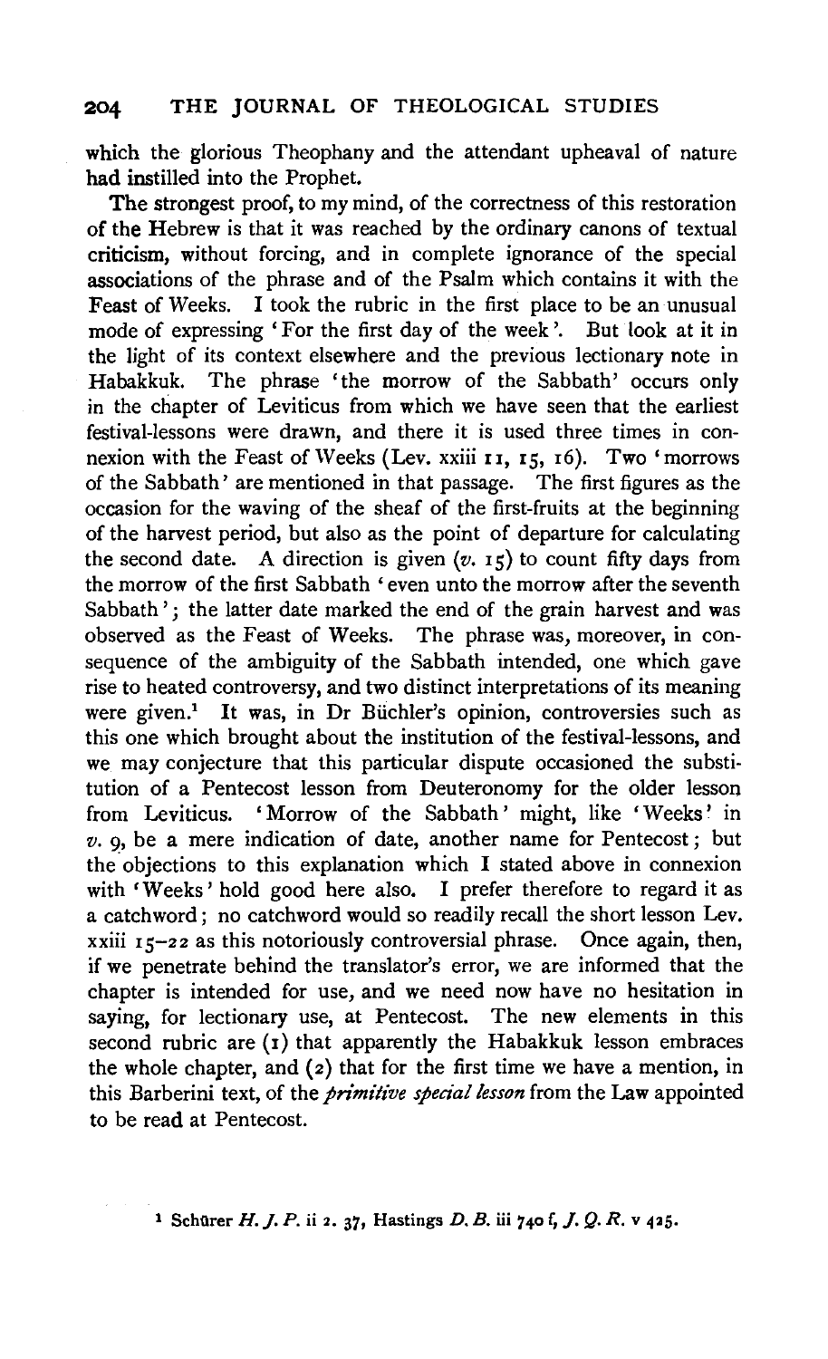which the glorious Theophany and the attendant upheaval of nature had instilled into the Prophet.

The strongest proof, to my mind, of the correctness of this restoration of the Hebrew is that it was reached by the ordinary canons of textual criticism, without forcing, and in complete ignorance of the special associations of the phrase and of the Psalm which contains it with the Feast of Weeks. I took the rubric in the first place to be an unusual mode of expressing 'For the first day of the week'. But look at it in the light of its context elsewhere and the previous lectionary note in Habakkuk. The phrase 'the morrow of the Sabbath' occurs only in the chapter of Leviticus from which we have seen that the earliest festival-lessons were drawn, and there it is used three times in connexion with the Feast of Weeks (Lev. xxiii 11, 15, 16). Two 'morrows of the Sabbath' are mentioned in that passage. The first figures as the occasion for the waving of the sheaf of the first-fruits at the beginning of the harvest period, but also as the point of departure for calculating the second date. A direction is given (*v.* 15) to count fifty days from the morrow of the first Sabbath 'even unto the morrow after the seventh Sabbath'; the latter date marked the end of the grain harvest and was observed as the Feast of Weeks. The phrase was, moreover, in consequence of the ambiguity of the Sabbath intended, one which gave rise to heated controversy, and two distinct interpretations of its meaning were given.[1] It was, in Dr Büchler's opinion, controversies such as this one which brought about the institution of the festival-lessons, and we may conjecture that this particular dispute occasioned the substitution of a Pentecost lesson from Deuteronomy for the older lesson from Leviticus. 'Morrow of the Sabbath' might, like 'Weeks' in *v.* 9, be a mere indication of date, another name for Pentecost; but the objections to this explanation which I stated above in connexion with 'Weeks' hold good here also. I prefer therefore to regard it as a catchword; no catchword would so readily recall the short lesson Lev. xxiii 15–22 as this notoriously controversial phrase. Once again, then, if we penetrate behind the translator's error, we are informed that the chapter is intended for use, and we need now have no hesitation in saying, for lectionary use, at Pentecost. The new elements in this second rubric are (1) that apparently the Habakkuk lesson embraces the whole chapter, and (2) that for the first time we have a mention, in this Barberini text, of the *primitive special lesson* from the Law appointed to be read at Pentecost.

[1] Schürer *H. J. P.* ii 2. 37, Hastings *D. B.* iii 740 f, *J. Q. R.* v 425.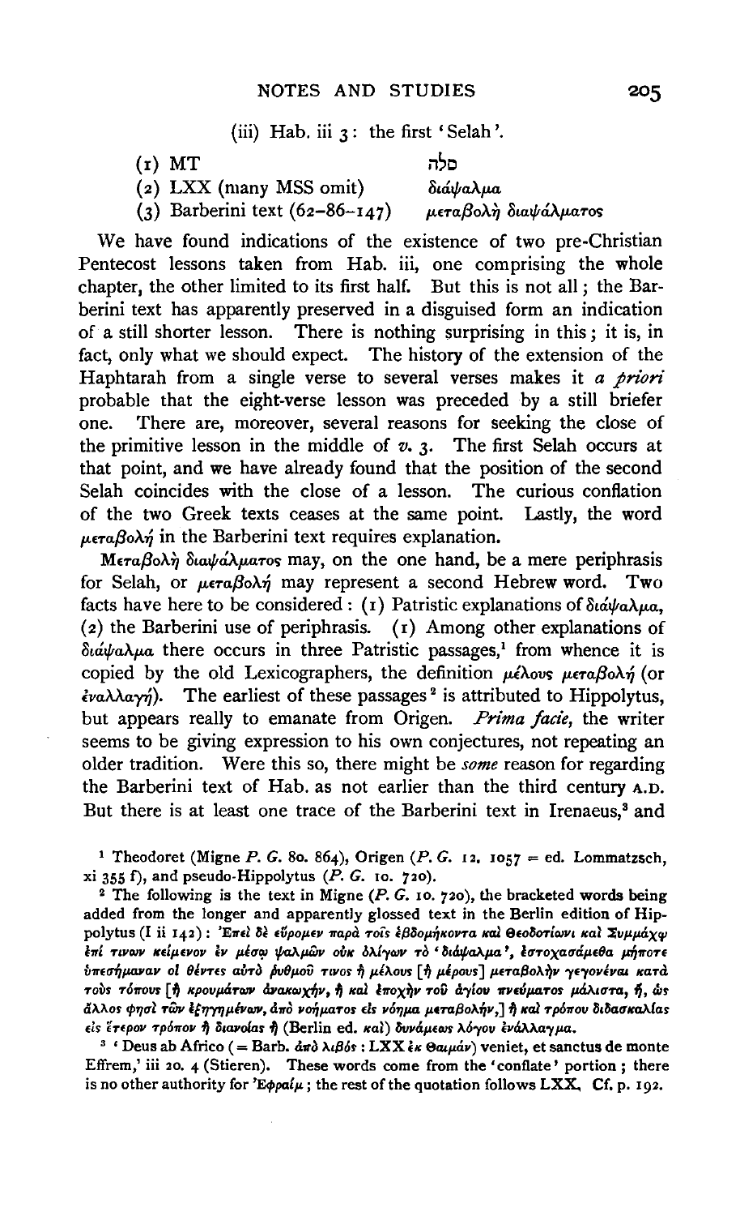(iii) Hab. iii 3: the first 'Selah'.

| | |
|---|---|
| (1) MT | סלה |
| (2) LXX (many MSS omit) | διάψαλμα |
| (3) Barberini text (62–86–147) | μεταβολὴ διαψάλματος |

We have found indications of the existence of two pre-Christian Pentecost lessons taken from Hab. iii, one comprising the whole chapter, the other limited to its first half. But this is not all; the Barberini text has apparently preserved in a disguised form an indication of a still shorter lesson. There is nothing surprising in this; it is, in fact, only what we should expect. The history of the extension of the Haphtarah from a single verse to several verses makes it *a priori* probable that the eight-verse lesson was preceded by a still briefer one. There are, moreover, several reasons for seeking the close of the primitive lesson in the middle of *v.* 3. The first Selah occurs at that point, and we have already found that the position of the second Selah coincides with the close of a lesson. The curious conflation of the two Greek texts ceases at the same point. Lastly, the word μεταβολή in the Barberini text requires explanation.

Μεταβολὴ διαψάλματος may, on the one hand, be a mere periphrasis for Selah, or μεταβολή may represent a second Hebrew word. Two facts have here to be considered: (1) Patristic explanations of διάψαλμα, (2) the Barberini use of periphrasis. (1) Among other explanations of διάψαλμα there occurs in three Patristic passages,[1] from whence it is copied by the old Lexicographers, the definition μέλους μεταβολή (or ἐναλλαγή). The earliest of these passages[2] is attributed to Hippolytus, but appears really to emanate from Origen. *Prima facie*, the writer seems to be giving expression to his own conjectures, not repeating an older tradition. Were this so, there might be *some* reason for regarding the Barberini text of Hab. as not earlier than the third century A.D. But there is at least one trace of the Barberini text in Irenaeus,[3] and

[1] Theodoret (Migne *P. G.* 80. 864), Origen (*P. G.* 12. 1057 = ed. Lommatzsch, xi 355 f), and pseudo-Hippolytus (*P. G.* 10. 720).

[2] The following is the text in Migne (*P. G.* 10. 720), the bracketed words being added from the longer and apparently glossed text in the Berlin edition of Hippolytus (I ii 142): Ἐπεὶ δὲ εὕρομεν παρὰ τοῖς ἑβδομήκοντα καὶ Θεοδοτίωνι καὶ Συμμάχῳ ἐπί τινων κείμενον ἐν μέσῳ ψαλμῶν οὐκ ὀλίγων τὸ 'διάψαλμα', ἐστοχασάμεθα μήποτε ὑπεσήμαναν οἱ θέντες αὐτὸ ῥυθμοῦ τινος ἢ μέλους [ἢ μέρους] μεταβολὴν γεγονέναι κατὰ τοὺς τόπους [ἢ κρουμάτων ἀνακωχήν, ἢ καὶ ἐποχὴν τοῦ ἁγίου πνεύματος μάλιστα, ἤ, ὡς ἄλλος φησὶ τῶν ἐξηγημένων, ἀπὸ νοήματος εἰς νόημα μεταβολήν,] ἢ καὶ τρόπον διδασκαλίας εἰς ἕτερον τρόπον ἢ διανοίας ἢ (Berlin ed. καὶ) δυνάμεως λόγου ἐνάλλαγμα.

[3] 'Deus ab Africo (= Barb. ἀπὸ λιβός : LXX ἐκ Θαιμάν) veniet, et sanctus de monte Effrem,' iii 20. 4 (Stieren). These words come from the 'conflate' portion; there is no other authority for Ἐφραίμ; the rest of the quotation follows LXX. Cf. p. 192.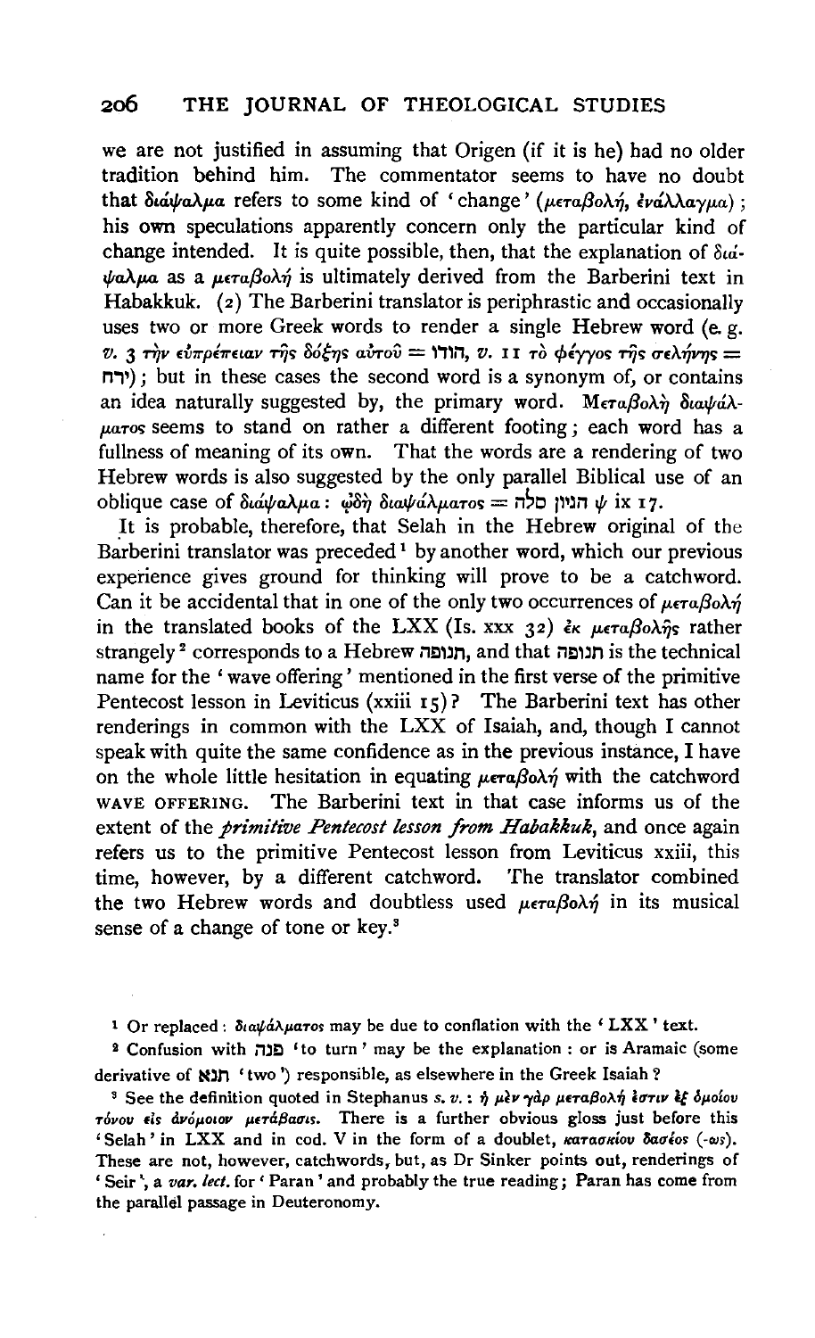we are not justified in assuming that Origen (if it is he) had no older tradition behind him. The commentator seems to have no doubt that διάψαλμα refers to some kind of 'change' (μεταβολή, ἐνάλλαγμα); his own speculations apparently concern only the particular kind of change intended. It is quite possible, then, that the explanation of διάψαλμα as a μεταβολή is ultimately derived from the Barberini text in Habakkuk. (2) The Barberini translator is periphrastic and occasionally uses two or more Greek words to render a single Hebrew word (e.g. *v.* 3 τὴν εὐπρέπειαν τῆς δόξης αὐτοῦ = הודו, *v.* 11 τὸ φέγγος τῆς σελήνης = ירח); but in these cases the second word is a synonym of, or contains an idea naturally suggested by, the primary word. Μεταβολὴ διαψάλματος seems to stand on rather a different footing; each word has a fullness of meaning of its own. That the words are a rendering of two Hebrew words is also suggested by the only parallel Biblical use of an oblique case of διάψαλμα: ᾠδὴ διαψάλματος = הגיון סלה ψ ix 17.

It is probable, therefore, that Selah in the Hebrew original of the Barberini translator was preceded[1] by another word, which our previous experience gives ground for thinking will prove to be a catchword. Can it be accidental that in one of the only two occurrences of μεταβολή in the translated books of the LXX (Is. xxx 32) ἐκ μεταβολῆς rather strangely[2] corresponds to a Hebrew תנופה, and that תנופה is the technical name for the 'wave offering' mentioned in the first verse of the primitive Pentecost lesson in Leviticus (xxiii 15)? The Barberini text has other renderings in common with the LXX of Isaiah, and, though I cannot speak with quite the same confidence as in the previous instance, I have on the whole little hesitation in equating μεταβολή with the catchword WAVE OFFERING. The Barberini text in that case informs us of the extent of the *primitive Pentecost lesson from Habakkuk*, and once again refers us to the primitive Pentecost lesson from Leviticus xxiii, this time, however, by a different catchword. The translator combined the two Hebrew words and doubtless used μεταβολή in its musical sense of a change of tone or key.[3]

---

[1] Or replaced: διαψάλματος may be due to conflation with the 'LXX' text.

[2] Confusion with פנה 'to turn' may be the explanation: or is Aramaic (some derivative of תנא 'two') responsible, as elsewhere in the Greek Isaiah?

[3] See the definition quoted in Stephanus *s. v.*: ἡ μὲν γὰρ μεταβολή ἐστιν ἐξ ὁμοίου τόνου εἰς ἀνόμοιον μετάβασις. There is a further obvious gloss just before this 'Selah' in LXX and in cod. V in the form of a doublet, κατασκίου δασέος (-ως). These are not, however, catchwords, but, as Dr Sinker points out, renderings of 'Seir', a *var. lect.* for 'Paran' and probably the true reading; Paran has come from the parallel passage in Deuteronomy.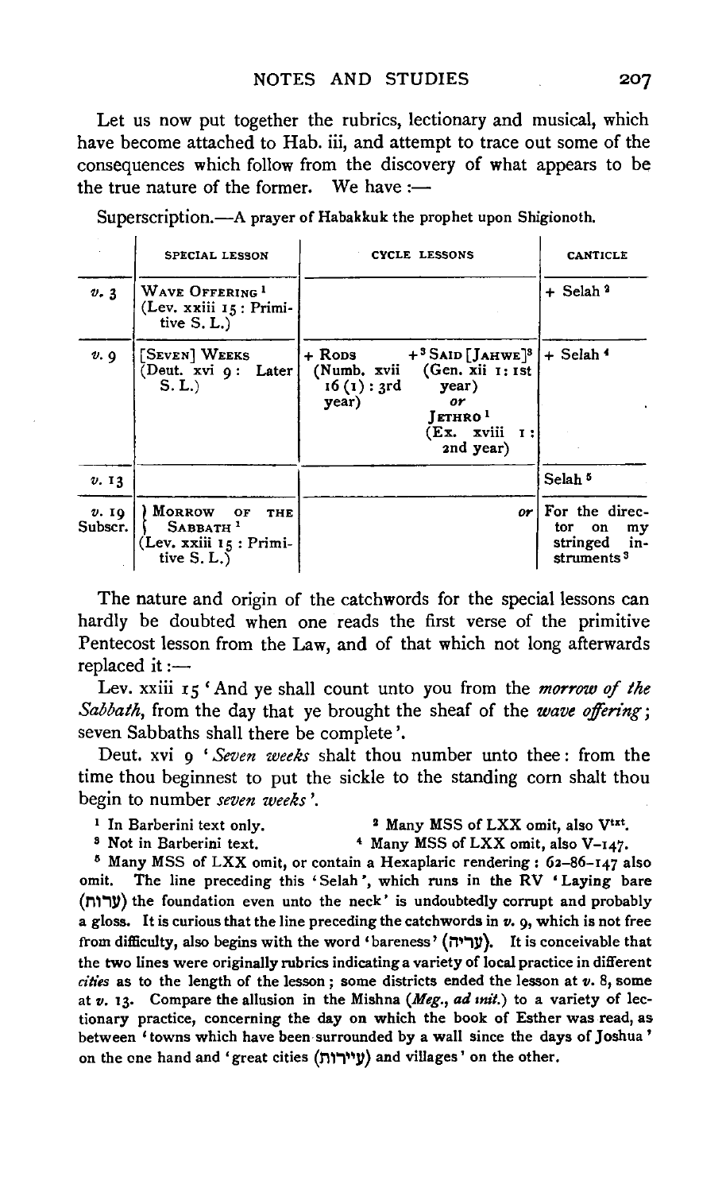Let us now put together the rubrics, lectionary and musical, which have become attached to Hab. iii, and attempt to trace out some of the consequences which follow from the discovery of what appears to be the true nature of the former. We have :—

Superscription.—A prayer of Habakkuk the prophet upon Shigionoth.

| | SPECIAL LESSON | CYCLE LESSONS | | CANTICLE |
|---|---|---|---|---|
| *v.* 3 | WAVE OFFERING [1] (Lev. xxiii 15 : Primitive S. L.) | | | + Selah [2] |
| *v.* 9 | [SEVEN] WEEKS (Deut. xvi 9 : Later S. L.) | + RODS (Numb. xvii 16 (1) : 3rd year) | + [3] SAID [JAHWE] [3] (Gen. xii 1 : 1st year) *or* JETHRO [1] (Ex. xviii 1 : 2nd year) | + Selah [4] |
| *v.* 13 | | | | Selah [5] |
| *v.* 19 Subscr. | } MORROW OF THE SABBATH [1] (Lev. xxiii 15 : Primitive S. L.) | | *or* | For the director on my stringed instruments [3] |

The nature and origin of the catchwords for the special lessons can hardly be doubted when one reads the first verse of the primitive Pentecost lesson from the Law, and of that which not long afterwards replaced it :—

Lev. xxiii 15 'And ye shall count unto you from the *morrow of the Sabbath*, from the day that ye brought the sheaf of the *wave offering*; seven Sabbaths shall there be complete'.

Deut. xvi 9 '*Seven weeks* shalt thou number unto thee: from the time thou beginnest to put the sickle to the standing corn shalt thou begin to number *seven weeks*'.

[1] In Barberini text only.
[2] Many MSS of LXX omit, also V[txt].
[3] Not in Barberini text.
[4] Many MSS of LXX omit, also V–147.
[5] Many MSS of LXX omit, or contain a Hexaplaric rendering : 62–86–147 also omit. The line preceding this 'Selah', which runs in the RV 'Laying bare (ערות) the foundation even unto the neck' is undoubtedly corrupt and probably a gloss. It is curious that the line preceding the catchwords in *v.* 9, which is not free from difficulty, also begins with the word 'bareness' (עריה). It is conceivable that the two lines were originally rubrics indicating a variety of local practice in different *cities* as to the length of the lesson; some districts ended the lesson at *v.* 8, some at *v.* 13. Compare the allusion in the Mishna (*Meg., ad init.*) to a variety of lectionary practice, concerning the day on which the book of Esther was read, as between 'towns which have been surrounded by a wall since the days of Joshua' on the one hand and 'great cities (עיירות) and villages' on the other.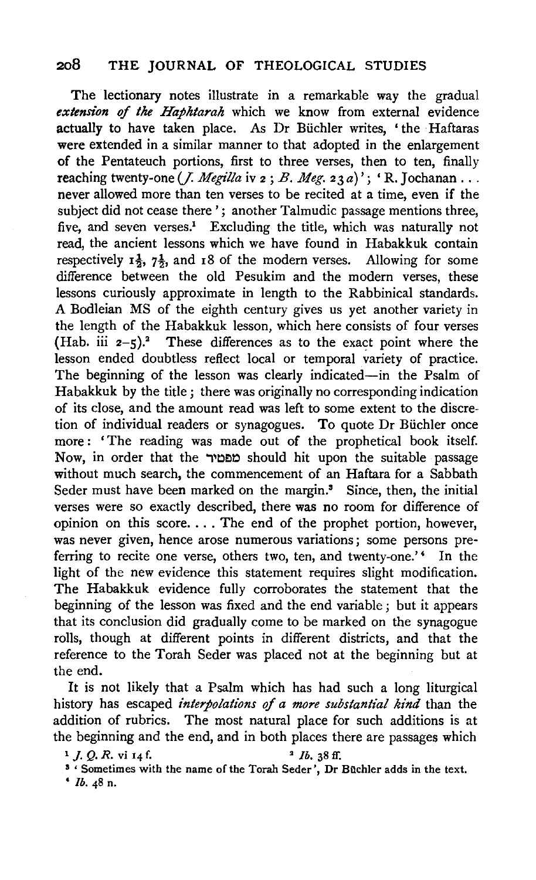The lectionary notes illustrate in a remarkable way the gradual *extension of the Haphtarah* which we know from external evidence actually to have taken place. As Dr Büchler writes, 'the Haftaras were extended in a similar manner to that adopted in the enlargement of the Pentateuch portions, first to three verses, then to ten, finally reaching twenty-one (*J. Megilla* iv 2; *B. Meg.* 23 *a*)'; 'R. Jochanan ... never allowed more than ten verses to be recited at a time, even if the subject did not cease there'; another Talmudic passage mentions three, five, and seven verses.[1] Excluding the title, which was naturally not read, the ancient lessons which we have found in Habakkuk contain respectively 1½, 7½, and 18 of the modern verses. Allowing for some difference between the old Pesukim and the modern verses, these lessons curiously approximate in length to the Rabbinical standards. A Bodleian MS of the eighth century gives us yet another variety in the length of the Habakkuk lesson, which here consists of four verses (Hab. iii 2–5).[2] These differences as to the exact point where the lesson ended doubtless reflect local or temporal variety of practice. The beginning of the lesson was clearly indicated—in the Psalm of Habakkuk by the title; there was originally no corresponding indication of its close, and the amount read was left to some extent to the discretion of individual readers or synagogues. To quote Dr Büchler once more: 'The reading was made out of the prophetical book itself. Now, in order that the מפטיר should hit upon the suitable passage without much search, the commencement of an Haftara for a Sabbath Seder must have been marked on the margin.[3] Since, then, the initial verses were so exactly described, there was no room for difference of opinion on this score. ... The end of the prophet portion, however, was never given, hence arose numerous variations; some persons preferring to recite one verse, others two, ten, and twenty-one.'[4] In the light of the new evidence this statement requires slight modification. The Habakkuk evidence fully corroborates the statement that the beginning of the lesson was fixed and the end variable; but it appears that its conclusion did gradually come to be marked on the synagogue rolls, though at different points in different districts, and that the reference to the Torah Seder was placed not at the beginning but at the end.

It is not likely that a Psalm which has had such a long liturgical history has escaped *interpolations of a more substantial kind* than the addition of rubrics. The most natural place for such additions is at the beginning and the end, and in both places there are passages which

[1] *J. Q. R.* vi 14 f. [2] *Ib.* 38 ff.

[3] 'Sometimes with the name of the Torah Seder', Dr Büchler adds in the text.

[4] *Ib.* 48 n.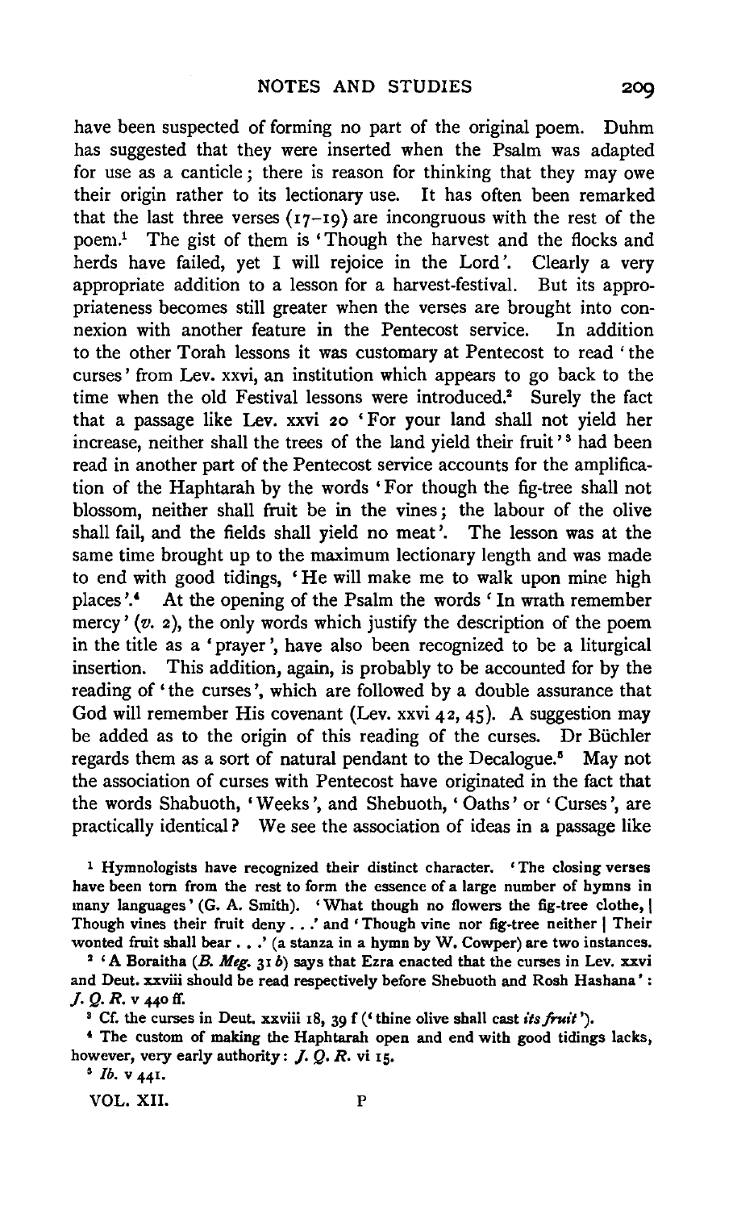have been suspected of forming no part of the original poem. Duhm has suggested that they were inserted when the Psalm was adapted for use as a canticle; there is reason for thinking that they may owe their origin rather to its lectionary use. It has often been remarked that the last three verses (17–19) are incongruous with the rest of the poem.[1] The gist of them is 'Though the harvest and the flocks and herds have failed, yet I will rejoice in the Lord'. Clearly a very appropriate addition to a lesson for a harvest-festival. But its appropriateness becomes still greater when the verses are brought into connexion with another feature in the Pentecost service. In addition to the other Torah lessons it was customary at Pentecost to read 'the curses' from Lev. xxvi, an institution which appears to go back to the time when the old Festival lessons were introduced.[2] Surely the fact that a passage like Lev. xxvi 20 'For your land shall not yield her increase, neither shall the trees of the land yield their fruit'[3] had been read in another part of the Pentecost service accounts for the amplification of the Haphtarah by the words 'For though the fig-tree shall not blossom, neither shall fruit be in the vines; the labour of the olive shall fail, and the fields shall yield no meat'. The lesson was at the same time brought up to the maximum lectionary length and was made to end with good tidings, 'He will make me to walk upon mine high places'.[4] At the opening of the Psalm the words 'In wrath remember mercy' (*v.* 2), the only words which justify the description of the poem in the title as a 'prayer', have also been recognized to be a liturgical insertion. This addition, again, is probably to be accounted for by the reading of 'the curses', which are followed by a double assurance that God will remember His covenant (Lev. xxvi 42, 45). A suggestion may be added as to the origin of this reading of the curses. Dr Büchler regards them as a sort of natural pendant to the Decalogue.[5] May not the association of curses with Pentecost have originated in the fact that the words Shabuoth, 'Weeks', and Shebuoth, 'Oaths' or 'Curses', are practically identical? We see the association of ideas in a passage like

[1] Hymnologists have recognized their distinct character. 'The closing verses have been torn from the rest to form the essence of a large number of hymns in many languages' (G. A. Smith). 'What though no flowers the fig-tree clothe, | Though vines their fruit deny . . .' and 'Though vine nor fig-tree neither | Their wonted fruit shall bear . . .' (a stanza in a hymn by W. Cowper) are two instances.

[2] 'A Boraitha (*B. Meg.* 31 *b*) says that Ezra enacted that the curses in Lev. xxvi and Deut. xxviii should be read respectively before Shebuoth and Rosh Hashana': *J. Q. R.* v 440 ff.

[3] Cf. the curses in Deut. xxviii 18, 39 f ('thine olive shall cast *its fruit*').

[4] The custom of making the Haphtarah open and end with good tidings lacks, however, very early authority: *J. Q. R.* vi 15.

[5] *Ib.* v 441.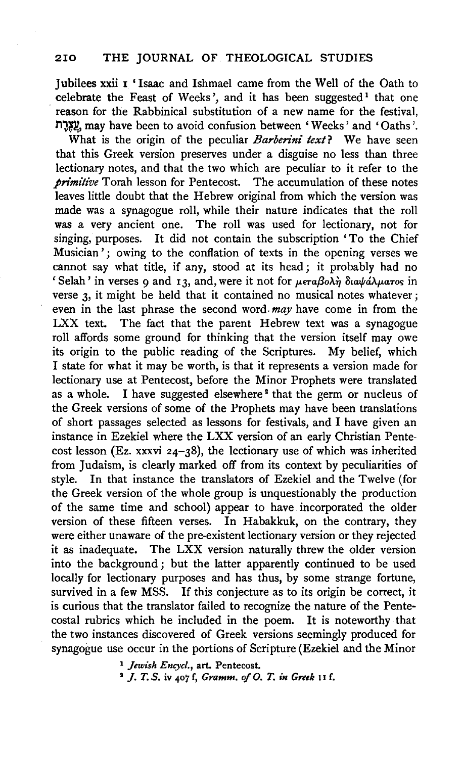Jubilees xxii 1 'Isaac and Ishmael came from the Well of the Oath to celebrate the Feast of Weeks', and it has been suggested[1] that one reason for the Rabbinical substitution of a new name for the festival, עֲצֶרֶת, may have been to avoid confusion between 'Weeks' and 'Oaths'.

What is the origin of the peculiar *Barberini text*? We have seen that this Greek version preserves under a disguise no less than three lectionary notes, and that the two which are peculiar to it refer to the *primitive* Torah lesson for Pentecost. The accumulation of these notes leaves little doubt that the Hebrew original from which the version was made was a synagogue roll, while their nature indicates that the roll was a very ancient one. The roll was used for lectionary, not for singing, purposes. It did not contain the subscription 'To the Chief Musician'; owing to the conflation of texts in the opening verses we cannot say what title, if any, stood at its head; it probably had no 'Selah' in verses 9 and 13, and, were it not for μεταβολὴ διαψάλματος in verse 3, it might be held that it contained no musical notes whatever; even in the last phrase the second word *may* have come in from the LXX text. The fact that the parent Hebrew text was a synagogue roll affords some ground for thinking that the version itself may owe its origin to the public reading of the Scriptures. My belief, which I state for what it may be worth, is that it represents a version made for lectionary use at Pentecost, before the Minor Prophets were translated as a whole. I have suggested elsewhere[2] that the germ or nucleus of the Greek versions of some of the Prophets may have been translations of short passages selected as lessons for festivals, and I have given an instance in Ezekiel where the LXX version of an early Christian Pentecost lesson (Ez. xxxvi 24–38), the lectionary use of which was inherited from Judaism, is clearly marked off from its context by peculiarities of style. In that instance the translators of Ezekiel and the Twelve (for the Greek version of the whole group is unquestionably the production of the same time and school) appear to have incorporated the older version of these fifteen verses. In Habakkuk, on the contrary, they were either unaware of the pre-existent lectionary version or they rejected it as inadequate. The LXX version naturally threw the older version into the background; but the latter apparently continued to be used locally for lectionary purposes and has thus, by some strange fortune, survived in a few MSS. If this conjecture as to its origin be correct, it is curious that the translator failed to recognize the nature of the Pentecostal rubrics which he included in the poem. It is noteworthy that the two instances discovered of Greek versions seemingly produced for synagogue use occur in the portions of Scripture (Ezekiel and the Minor

[1] *Jewish Encycl.*, art. Pentecost.

[2] *J. T. S.* iv 407 f, *Gramm. of O. T. in Greek* 11 f.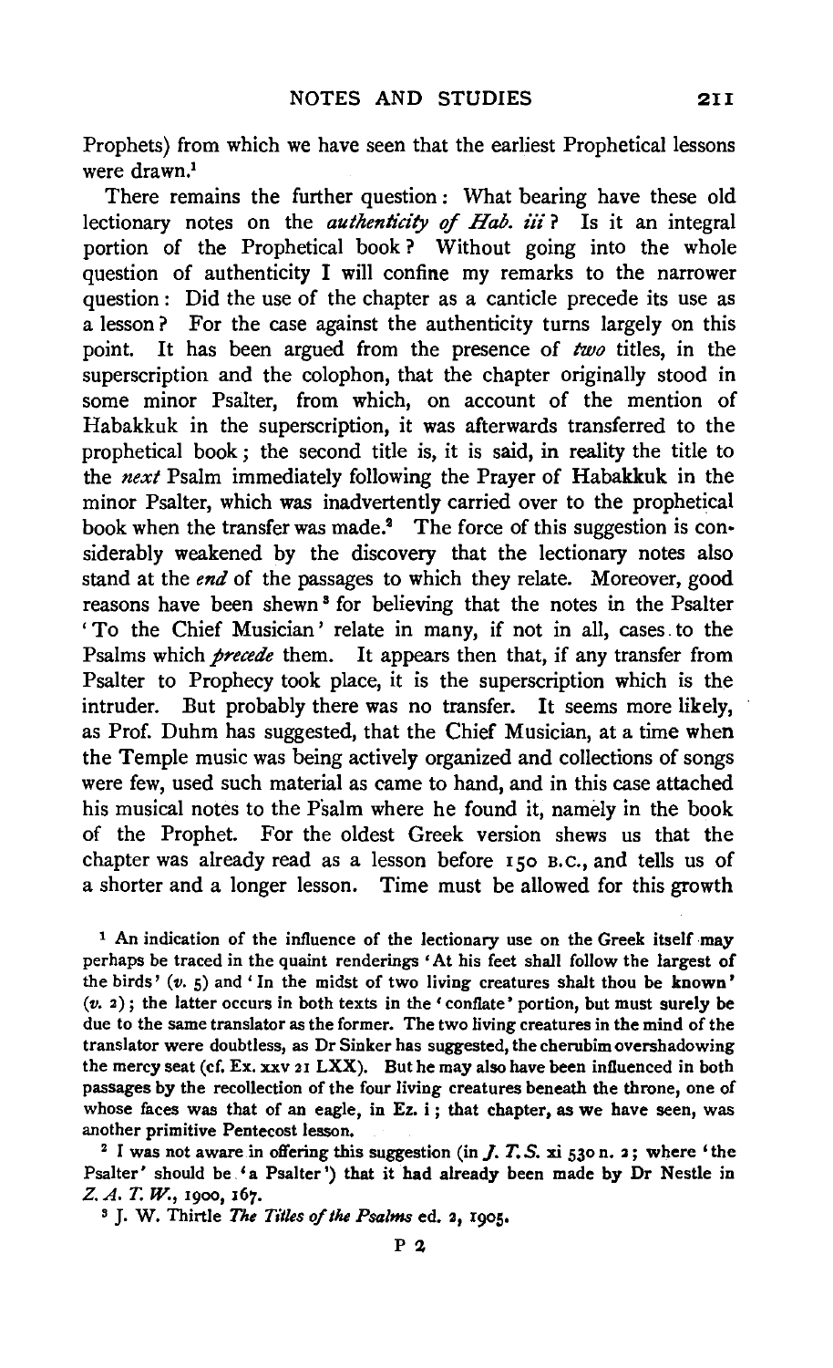Prophets) from which we have seen that the earliest Prophetical lessons were drawn.[1]

There remains the further question: What bearing have these old lectionary notes on the *authenticity of Hab. iii*? Is it an integral portion of the Prophetical book? Without going into the whole question of authenticity I will confine my remarks to the narrower question: Did the use of the chapter as a canticle precede its use as a lesson? For the case against the authenticity turns largely on this point. It has been argued from the presence of *two* titles, in the superscription and the colophon, that the chapter originally stood in some minor Psalter, from which, on account of the mention of Habakkuk in the superscription, it was afterwards transferred to the prophetical book; the second title is, it is said, in reality the title to the *next* Psalm immediately following the Prayer of Habakkuk in the minor Psalter, which was inadvertently carried over to the prophetical book when the transfer was made.[2] The force of this suggestion is considerably weakened by the discovery that the lectionary notes also stand at the *end* of the passages to which they relate. Moreover, good reasons have been shewn[3] for believing that the notes in the Psalter 'To the Chief Musician' relate in many, if not in all, cases to the Psalms which *precede* them. It appears then that, if any transfer from Psalter to Prophecy took place, it is the superscription which is the intruder. But probably there was no transfer. It seems more likely, as Prof. Duhm has suggested, that the Chief Musician, at a time when the Temple music was being actively organized and collections of songs were few, used such material as came to hand, and in this case attached his musical notes to the Psalm where he found it, namely in the book of the Prophet. For the oldest Greek version shews us that the chapter was already read as a lesson before 150 B.C., and tells us of a shorter and a longer lesson. Time must be allowed for this growth

[1] An indication of the influence of the lectionary use on the Greek itself may perhaps be traced in the quaint renderings 'At his feet shall follow the largest of the birds' (*v.* 5) and 'In the midst of two living creatures shalt thou be known' (*v.* 2); the latter occurs in both texts in the 'conflate' portion, but must surely be due to the same translator as the former. The two living creatures in the mind of the translator were doubtless, as Dr Sinker has suggested, the cherubim overshadowing the mercy seat (cf. Ex. xxv 21 LXX). But he may also have been influenced in both passages by the recollection of the four living creatures beneath the throne, one of whose faces was that of an eagle, in Ez. i; that chapter, as we have seen, was another primitive Pentecost lesson.

[2] I was not aware in offering this suggestion (in *J. T. S.* xi 530 n. 2; where 'the Psalter' should be 'a Psalter') that it had already been made by Dr Nestle in *Z. A. T. W.*, 1900, 167.

[3] J. W. Thirtle *The Titles of the Psalms* ed. 2, 1905.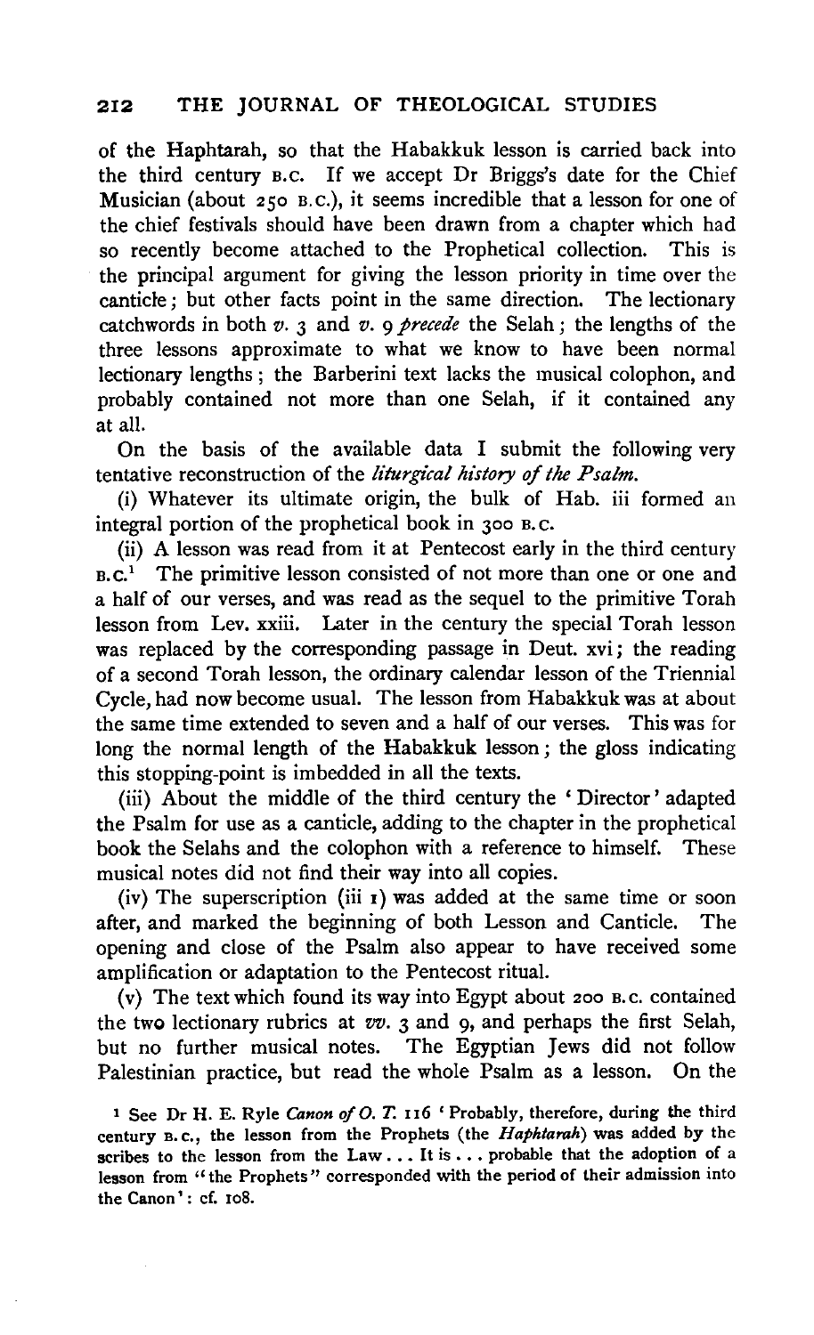of the Haphtarah, so that the Habakkuk lesson is carried back into the third century B.C. If we accept Dr Briggs's date for the Chief Musician (about 250 B.C.), it seems incredible that a lesson for one of the chief festivals should have been drawn from a chapter which had so recently become attached to the Prophetical collection. This is the principal argument for giving the lesson priority in time over the canticle; but other facts point in the same direction. The lectionary catchwords in both *v.* 3 and *v.* 9 *precede* the Selah; the lengths of the three lessons approximate to what we know to have been normal lectionary lengths; the Barberini text lacks the musical colophon, and probably contained not more than one Selah, if it contained any at all.

On the basis of the available data I submit the following very tentative reconstruction of the *liturgical history of the Psalm.*

(i) Whatever its ultimate origin, the bulk of Hab. iii formed an integral portion of the prophetical book in 300 B.C.

(ii) A lesson was read from it at Pentecost early in the third century B.C.[1] The primitive lesson consisted of not more than one or one and a half of our verses, and was read as the sequel to the primitive Torah lesson from Lev. xxiii. Later in the century the special Torah lesson was replaced by the corresponding passage in Deut. xvi; the reading of a second Torah lesson, the ordinary calendar lesson of the Triennial Cycle, had now become usual. The lesson from Habakkuk was at about the same time extended to seven and a half of our verses. This was for long the normal length of the Habakkuk lesson; the gloss indicating this stopping-point is imbedded in all the texts.

(iii) About the middle of the third century the 'Director' adapted the Psalm for use as a canticle, adding to the chapter in the prophetical book the Selahs and the colophon with a reference to himself. These musical notes did not find their way into all copies.

(iv) The superscription (iii 1) was added at the same time or soon after, and marked the beginning of both Lesson and Canticle. The opening and close of the Psalm also appear to have received some amplification or adaptation to the Pentecost ritual.

(v) The text which found its way into Egypt about 200 B.C. contained the two lectionary rubrics at *vv.* 3 and 9, and perhaps the first Selah, but no further musical notes. The Egyptian Jews did not follow Palestinian practice, but read the whole Psalm as a lesson. On the

[1] See Dr H. E. Ryle *Canon of O. T.* 116 'Probably, therefore, during the third century B.C., the lesson from the Prophets (the *Haphtarah*) was added by the scribes to the lesson from the Law ... It is ... probable that the adoption of a lesson from "the Prophets" corresponded with the period of their admission into the Canon': cf. 108.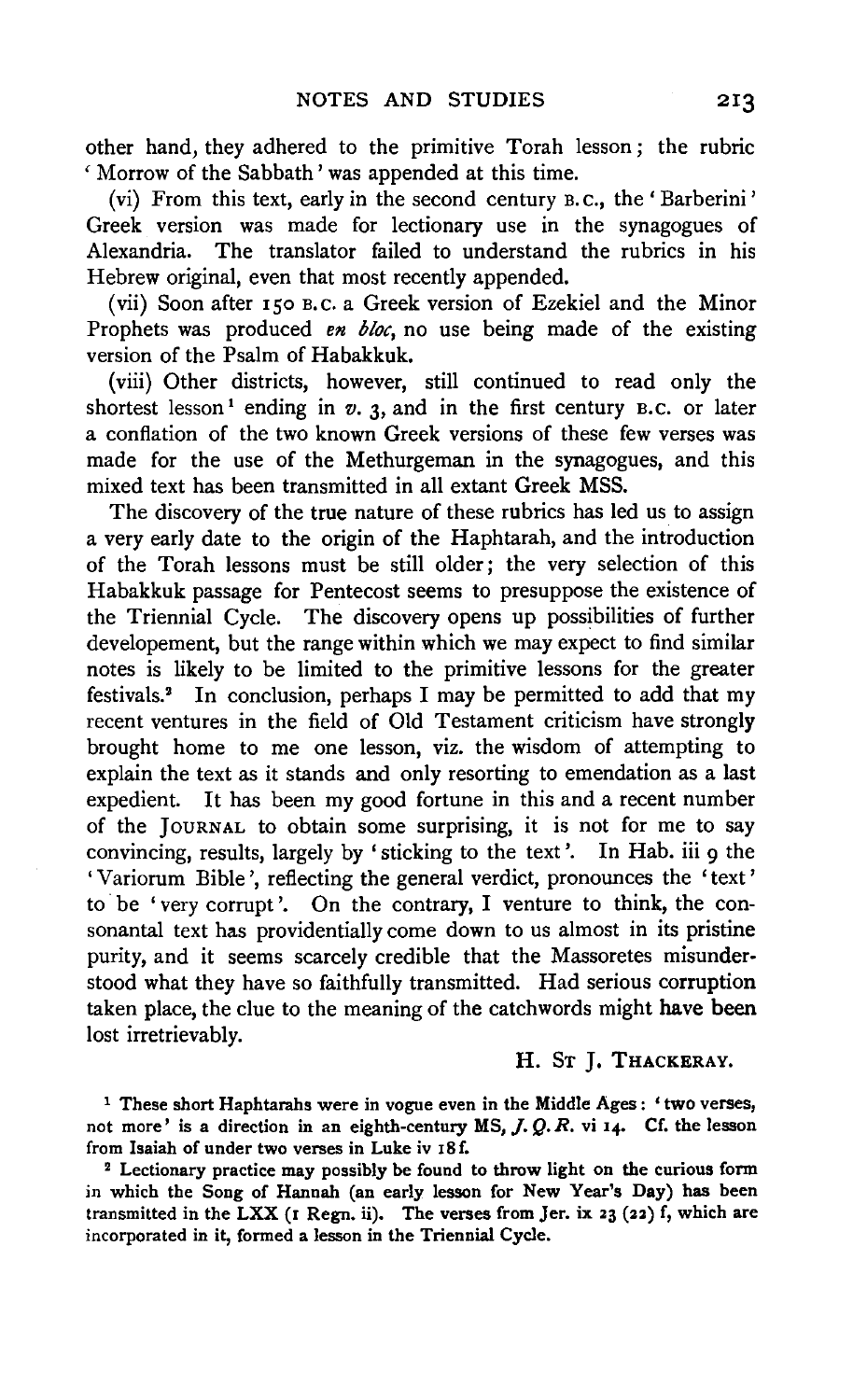other hand, they adhered to the primitive Torah lesson; the rubric 'Morrow of the Sabbath' was appended at this time.

(vi) From this text, early in the second century B.C., the 'Barberini' Greek version was made for lectionary use in the synagogues of Alexandria. The translator failed to understand the rubrics in his Hebrew original, even that most recently appended.

(vii) Soon after 150 B.C. a Greek version of Ezekiel and the Minor Prophets was produced *en bloc*, no use being made of the existing version of the Psalm of Habakkuk.

(viii) Other districts, however, still continued to read only the shortest lesson[1] ending in *v.* 3, and in the first century B.C. or later a conflation of the two known Greek versions of these few verses was made for the use of the Methurgeman in the synagogues, and this mixed text has been transmitted in all extant Greek MSS.

The discovery of the true nature of these rubrics has led us to assign a very early date to the origin of the Haphtarah, and the introduction of the Torah lessons must be still older; the very selection of this Habakkuk passage for Pentecost seems to presuppose the existence of the Triennial Cycle. The discovery opens up possibilities of further developement, but the range within which we may expect to find similar notes is likely to be limited to the primitive lessons for the greater festivals.[2] In conclusion, perhaps I may be permitted to add that my recent ventures in the field of Old Testament criticism have strongly brought home to me one lesson, viz. the wisdom of attempting to explain the text as it stands and only resorting to emendation as a last expedient. It has been my good fortune in this and a recent number of the JOURNAL to obtain some surprising, it is not for me to say convincing, results, largely by 'sticking to the text'. In Hab. iii 9 the 'Variorum Bible', reflecting the general verdict, pronounces the 'text' to be 'very corrupt'. On the contrary, I venture to think, the consonantal text has providentially come down to us almost in its pristine purity, and it seems scarcely credible that the Massoretes misunderstood what they have so faithfully transmitted. Had serious corruption taken place, the clue to the meaning of the catchwords might have been lost irretrievably.

H. ST J. THACKERAY.

[1] These short Haphtarahs were in vogue even in the Middle Ages: 'two verses, not more' is a direction in an eighth-century MS, *J. Q. R.* vi 14. Cf. the lesson from Isaiah of under two verses in Luke iv 18 f.

[2] Lectionary practice may possibly be found to throw light on the curious form in which the Song of Hannah (an early lesson for New Year's Day) has been transmitted in the LXX (1 Regn. ii). The verses from Jer. ix 23 (22) f, which are incorporated in it, formed a lesson in the Triennial Cycle.